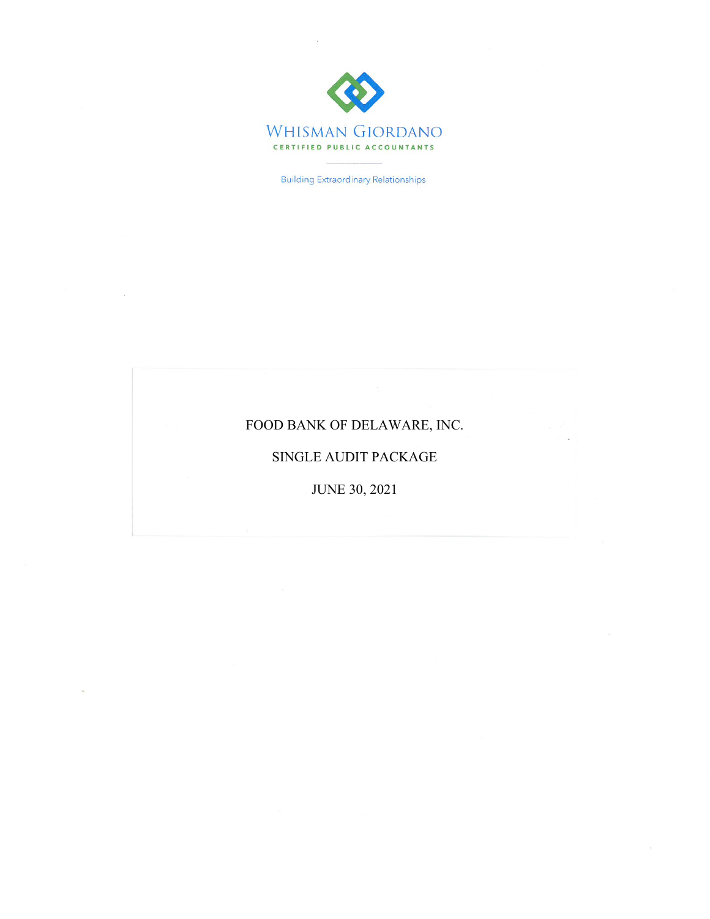WHISMAN GIORDANO

CERTIFIED PUBLIC ACCOUNTANTS

Building Extraordinary Relationships

# FOOD BANK OF DELAWARE, INC.

## SINGLE AUDIT PACKAGE

## JUNE 30, 2021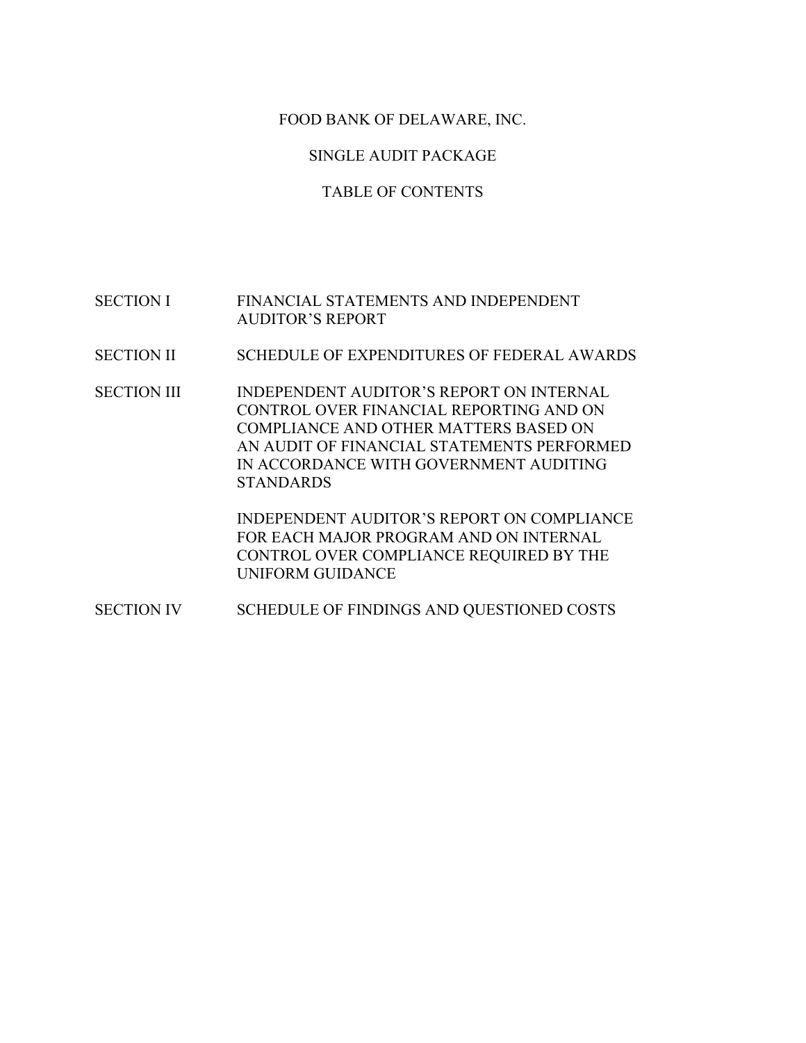# FOOD BANK OF DELAWARE, INC.

## SINGLE AUDIT PACKAGE

## TABLE OF CONTENTS

| | |
|---|---|
| SECTION I | FINANCIAL STATEMENTS AND INDEPENDENT AUDITOR'S REPORT |
| SECTION II | SCHEDULE OF EXPENDITURES OF FEDERAL AWARDS |
| SECTION III | INDEPENDENT AUDITOR'S REPORT ON INTERNAL CONTROL OVER FINANCIAL REPORTING AND ON COMPLIANCE AND OTHER MATTERS BASED ON AN AUDIT OF FINANCIAL STATEMENTS PERFORMED IN ACCORDANCE WITH GOVERNMENT AUDITING STANDARDS |
| | INDEPENDENT AUDITOR'S REPORT ON COMPLIANCE FOR EACH MAJOR PROGRAM AND ON INTERNAL CONTROL OVER COMPLIANCE REQUIRED BY THE UNIFORM GUIDANCE |
| SECTION IV | SCHEDULE OF FINDINGS AND QUESTIONED COSTS |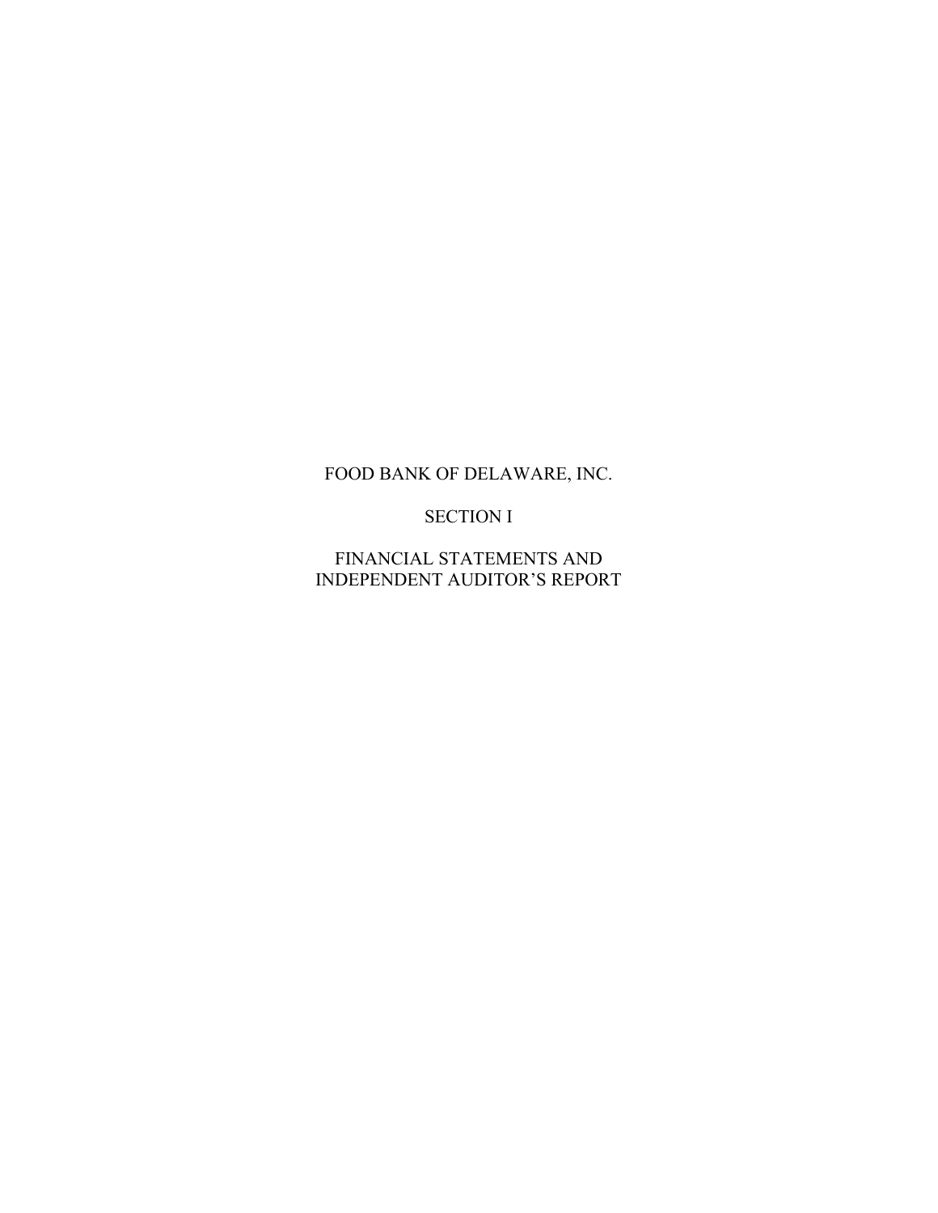# FOOD BANK OF DELAWARE, INC.

## SECTION I

## FINANCIAL STATEMENTS AND INDEPENDENT AUDITOR'S REPORT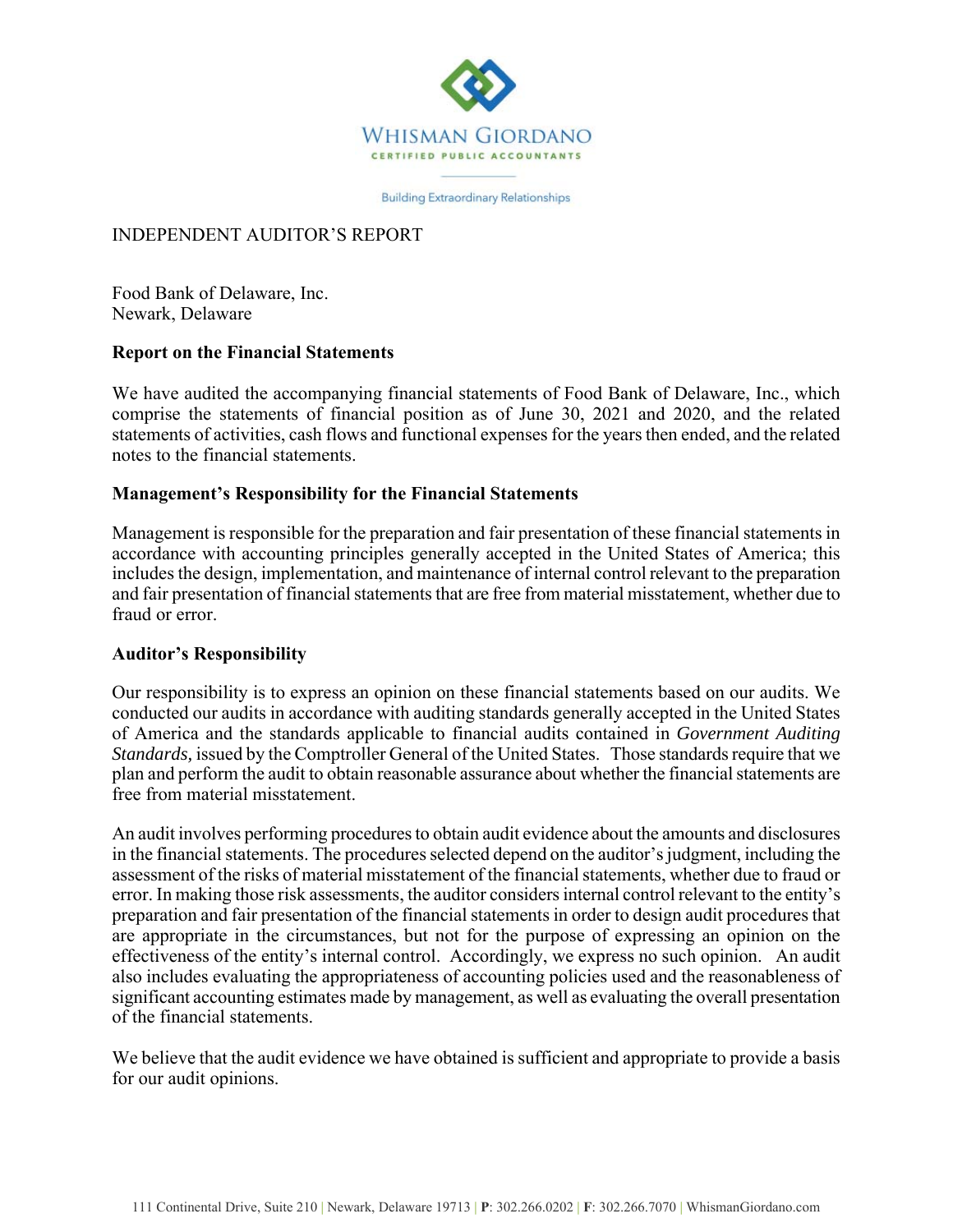WHISMAN GIORDANO

CERTIFIED PUBLIC ACCOUNTANTS

Building Extraordinary Relationships

INDEPENDENT AUDITOR'S REPORT

Food Bank of Delaware, Inc.
Newark, Delaware

**Report on the Financial Statements**

We have audited the accompanying financial statements of Food Bank of Delaware, Inc., which comprise the statements of financial position as of June 30, 2021 and 2020, and the related statements of activities, cash flows and functional expenses for the years then ended, and the related notes to the financial statements.

**Management's Responsibility for the Financial Statements**

Management is responsible for the preparation and fair presentation of these financial statements in accordance with accounting principles generally accepted in the United States of America; this includes the design, implementation, and maintenance of internal control relevant to the preparation and fair presentation of financial statements that are free from material misstatement, whether due to fraud or error.

**Auditor's Responsibility**

Our responsibility is to express an opinion on these financial statements based on our audits. We conducted our audits in accordance with auditing standards generally accepted in the United States of America and the standards applicable to financial audits contained in *Government Auditing Standards,* issued by the Comptroller General of the United States. Those standards require that we plan and perform the audit to obtain reasonable assurance about whether the financial statements are free from material misstatement.

An audit involves performing procedures to obtain audit evidence about the amounts and disclosures in the financial statements. The procedures selected depend on the auditor's judgment, including the assessment of the risks of material misstatement of the financial statements, whether due to fraud or error. In making those risk assessments, the auditor considers internal control relevant to the entity's preparation and fair presentation of the financial statements in order to design audit procedures that are appropriate in the circumstances, but not for the purpose of expressing an opinion on the effectiveness of the entity's internal control. Accordingly, we express no such opinion. An audit also includes evaluating the appropriateness of accounting policies used and the reasonableness of significant accounting estimates made by management, as well as evaluating the overall presentation of the financial statements.

We believe that the audit evidence we have obtained is sufficient and appropriate to provide a basis for our audit opinions.

111 Continental Drive, Suite 210 | Newark, Delaware 19713 | **P**: 302.266.0202 | **F**: 302.266.7070 | WhismanGiordano.com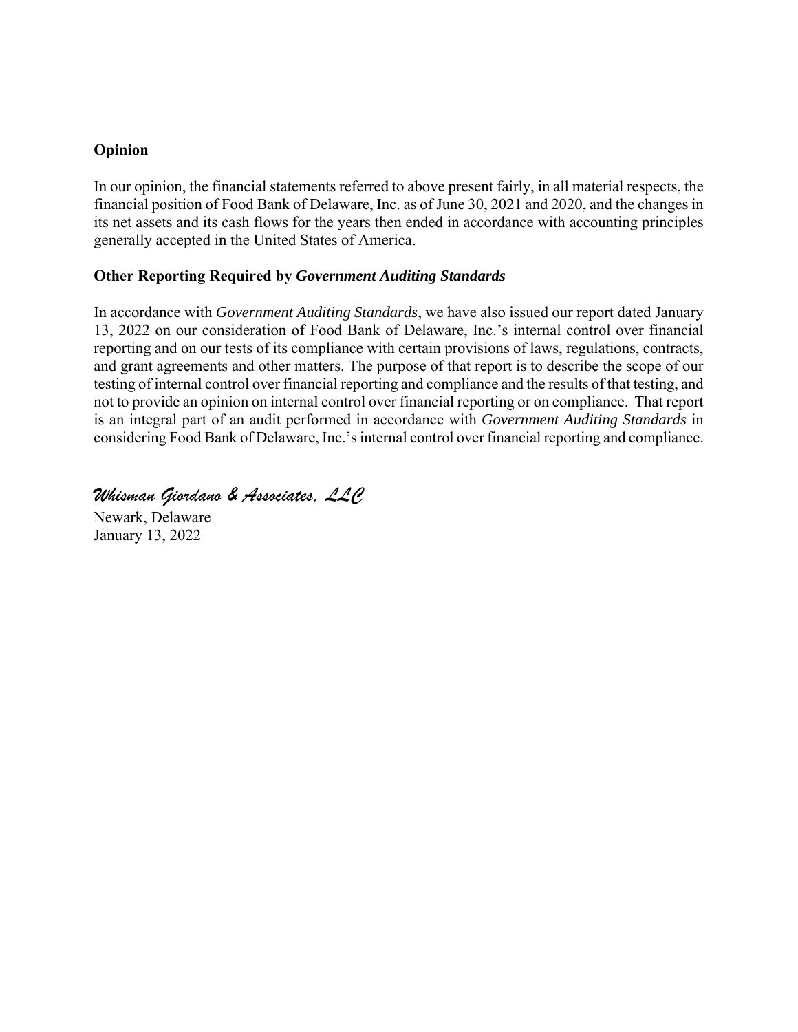**Opinion**

In our opinion, the financial statements referred to above present fairly, in all material respects, the financial position of Food Bank of Delaware, Inc. as of June 30, 2021 and 2020, and the changes in its net assets and its cash flows for the years then ended in accordance with accounting principles generally accepted in the United States of America.

**Other Reporting Required by *Government Auditing Standards***

In accordance with *Government Auditing Standards*, we have also issued our report dated January 13, 2022 on our consideration of Food Bank of Delaware, Inc.'s internal control over financial reporting and on our tests of its compliance with certain provisions of laws, regulations, contracts, and grant agreements and other matters. The purpose of that report is to describe the scope of our testing of internal control over financial reporting and compliance and the results of that testing, and not to provide an opinion on internal control over financial reporting or on compliance. That report is an integral part of an audit performed in accordance with *Government Auditing Standards* in considering Food Bank of Delaware, Inc.'s internal control over financial reporting and compliance.

*Whisman Giordano & Associates, LLC*

Newark, Delaware
January 13, 2022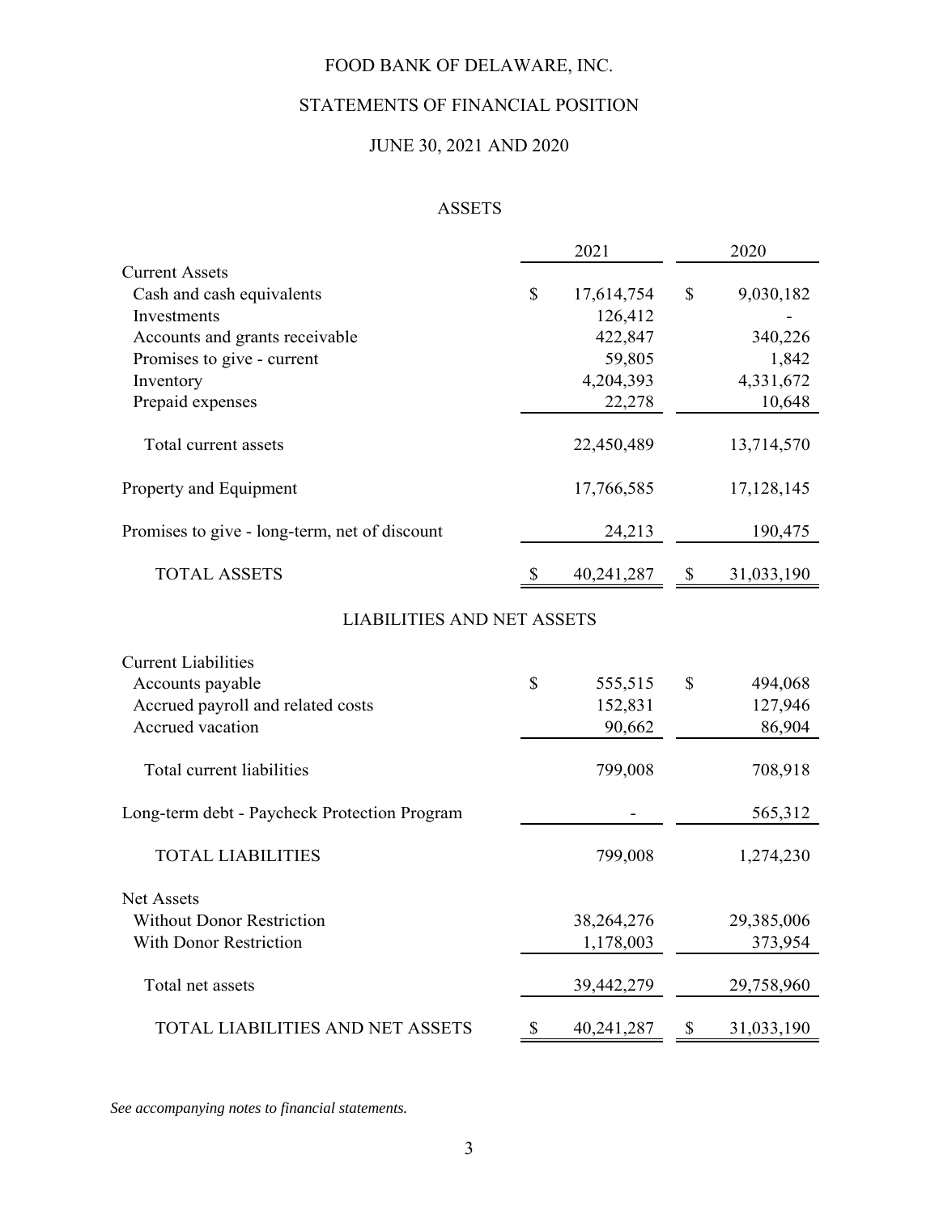# FOOD BANK OF DELAWARE, INC.

## STATEMENTS OF FINANCIAL POSITION

## JUNE 30, 2021 AND 2020

### ASSETS

| | 2021 | 2020 |
|---|---|---|
| Current Assets | | |
| Cash and cash equivalents | $ 17,614,754 | $ 9,030,182 |
| Investments | 126,412 | - |
| Accounts and grants receivable | 422,847 | 340,226 |
| Promises to give - current | 59,805 | 1,842 |
| Inventory | 4,204,393 | 4,331,672 |
| Prepaid expenses | 22,278 | 10,648 |
| Total current assets | 22,450,489 | 13,714,570 |
| Property and Equipment | 17,766,585 | 17,128,145 |
| Promises to give - long-term, net of discount | 24,213 | 190,475 |
| TOTAL ASSETS | $ 40,241,287 | $ 31,033,190 |

### LIABILITIES AND NET ASSETS

| | 2021 | 2020 |
|---|---|---|
| Current Liabilities | | |
| Accounts payable | $ 555,515 | $ 494,068 |
| Accrued payroll and related costs | 152,831 | 127,946 |
| Accrued vacation | 90,662 | 86,904 |
| Total current liabilities | 799,008 | 708,918 |
| Long-term debt - Paycheck Protection Program | - | 565,312 |
| TOTAL LIABILITIES | 799,008 | 1,274,230 |
| Net Assets | | |
| Without Donor Restriction | 38,264,276 | 29,385,006 |
| With Donor Restriction | 1,178,003 | 373,954 |
| Total net assets | 39,442,279 | 29,758,960 |
| TOTAL LIABILITIES AND NET ASSETS | $ 40,241,287 | $ 31,033,190 |

*See accompanying notes to financial statements.*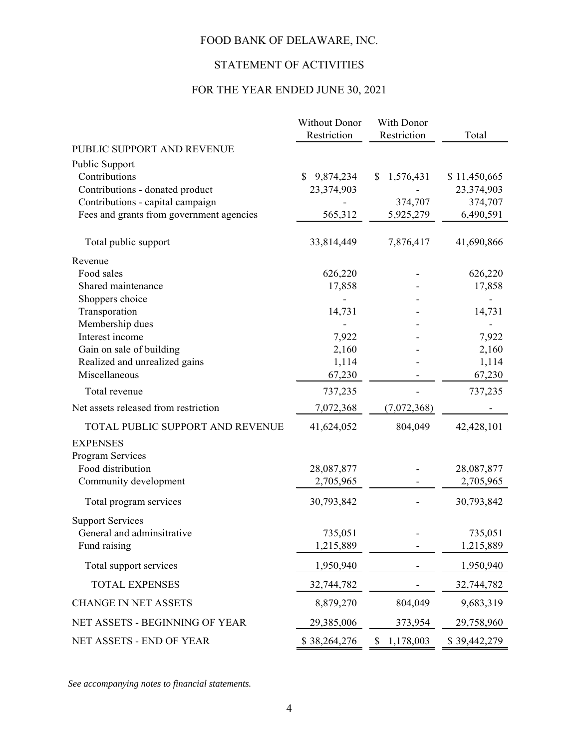# FOOD BANK OF DELAWARE, INC.

## STATEMENT OF ACTIVITIES

## FOR THE YEAR ENDED JUNE 30, 2021

| | Without Donor Restriction | With Donor Restriction | Total |
|---|---|---|---|
| PUBLIC SUPPORT AND REVENUE | | | |
| Public Support | | | |
| Contributions | $ 9,874,234 | $ 1,576,431 | $ 11,450,665 |
| Contributions - donated product | 23,374,903 | - | 23,374,903 |
| Contributions - capital campaign | - | 374,707 | 374,707 |
| Fees and grants from government agencies | 565,312 | 5,925,279 | 6,490,591 |
| Total public support | 33,814,449 | 7,876,417 | 41,690,866 |
| Revenue | | | |
| Food sales | 626,220 | - | 626,220 |
| Shared maintenance | 17,858 | - | 17,858 |
| Shoppers choice | - | - | - |
| Transporation | 14,731 | - | 14,731 |
| Membership dues | - | - | - |
| Interest income | 7,922 | - | 7,922 |
| Gain on sale of building | 2,160 | - | 2,160 |
| Realized and unrealized gains | 1,114 | - | 1,114 |
| Miscellaneous | 67,230 | - | 67,230 |
| Total revenue | 737,235 | - | 737,235 |
| Net assets released from restriction | 7,072,368 | (7,072,368) | - |
| TOTAL PUBLIC SUPPORT AND REVENUE | 41,624,052 | 804,049 | 42,428,101 |
| EXPENSES | | | |
| Program Services | | | |
| Food distribution | 28,087,877 | - | 28,087,877 |
| Community development | 2,705,965 | - | 2,705,965 |
| Total program services | 30,793,842 | - | 30,793,842 |
| Support Services | | | |
| General and adminsitrative | 735,051 | - | 735,051 |
| Fund raising | 1,215,889 | - | 1,215,889 |
| Total support services | 1,950,940 | - | 1,950,940 |
| TOTAL EXPENSES | 32,744,782 | - | 32,744,782 |
| CHANGE IN NET ASSETS | 8,879,270 | 804,049 | 9,683,319 |
| NET ASSETS - BEGINNING OF YEAR | 29,385,006 | 373,954 | 29,758,960 |
| NET ASSETS - END OF YEAR | $ 38,264,276 | $ 1,178,003 | $ 39,442,279 |

*See accompanying notes to financial statements.*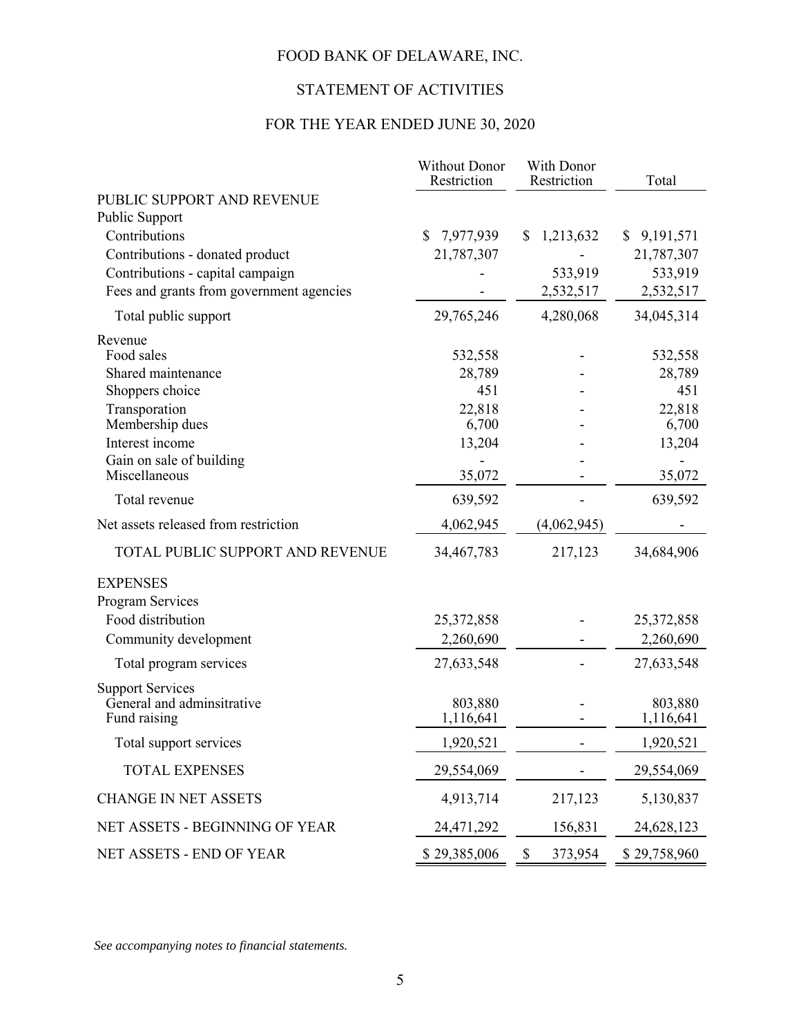# FOOD BANK OF DELAWARE, INC.

## STATEMENT OF ACTIVITIES

## FOR THE YEAR ENDED JUNE 30, 2020

| | Without Donor Restriction | With Donor Restriction | Total |
|---|---|---|---|
| PUBLIC SUPPORT AND REVENUE | | | |
| Public Support | | | |
| Contributions | $ 7,977,939 | $ 1,213,632 | $ 9,191,571 |
| Contributions - donated product | 21,787,307 | - | 21,787,307 |
| Contributions - capital campaign | - | 533,919 | 533,919 |
| Fees and grants from government agencies | - | 2,532,517 | 2,532,517 |
| Total public support | 29,765,246 | 4,280,068 | 34,045,314 |
| Revenue | | | |
| Food sales | 532,558 | - | 532,558 |
| Shared maintenance | 28,789 | - | 28,789 |
| Shoppers choice | 451 | - | 451 |
| Transporation | 22,818 | - | 22,818 |
| Membership dues | 6,700 | - | 6,700 |
| Interest income | 13,204 | - | 13,204 |
| Gain on sale of building | - | - | - |
| Miscellaneous | 35,072 | - | 35,072 |
| Total revenue | 639,592 | - | 639,592 |
| Net assets released from restriction | 4,062,945 | (4,062,945) | - |
| TOTAL PUBLIC SUPPORT AND REVENUE | 34,467,783 | 217,123 | 34,684,906 |
| EXPENSES | | | |
| Program Services | | | |
| Food distribution | 25,372,858 | - | 25,372,858 |
| Community development | 2,260,690 | - | 2,260,690 |
| Total program services | 27,633,548 | - | 27,633,548 |
| Support Services | | | |
| General and adminsitrative | 803,880 | - | 803,880 |
| Fund raising | 1,116,641 | - | 1,116,641 |
| Total support services | 1,920,521 | - | 1,920,521 |
| TOTAL EXPENSES | 29,554,069 | - | 29,554,069 |
| CHANGE IN NET ASSETS | 4,913,714 | 217,123 | 5,130,837 |
| NET ASSETS - BEGINNING OF YEAR | 24,471,292 | 156,831 | 24,628,123 |
| NET ASSETS - END OF YEAR | $ 29,385,006 | $ 373,954 | $ 29,758,960 |

*See accompanying notes to financial statements.*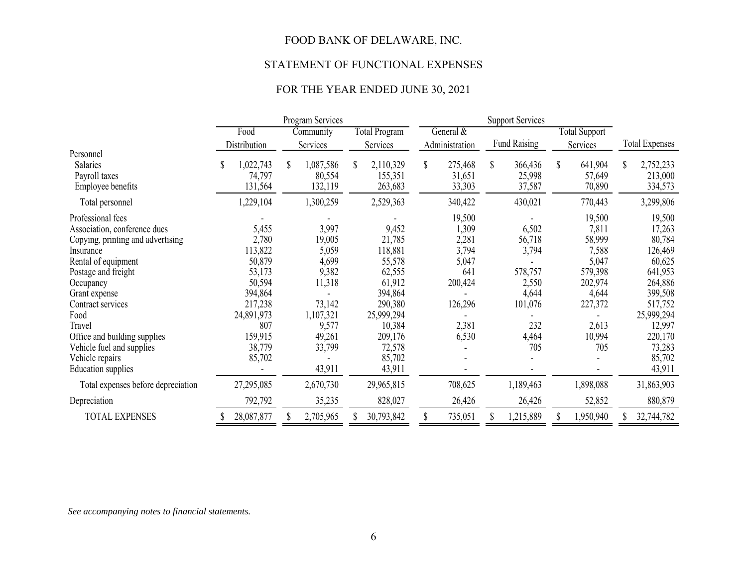# FOOD BANK OF DELAWARE, INC.

## STATEMENT OF FUNCTIONAL EXPENSES

## FOR THE YEAR ENDED JUNE 30, 2021

| | Program Services | | | Support Services | | | |
|---|---|---|---|---|---|---|---|
| | Food Distribution | Community Services | Total Program Services | General & Administration | Fund Raising | Total Support Services | Total Expenses |
| Personnel | | | | | | | |
| Salaries | $ 1,022,743 | $ 1,087,586 | $ 2,110,329 | $ 275,468 | $ 366,436 | $ 641,904 | $ 2,752,233 |
| Payroll taxes | 74,797 | 80,554 | 155,351 | 31,651 | 25,998 | 57,649 | 213,000 |
| Employee benefits | 131,564 | 132,119 | 263,683 | 33,303 | 37,587 | 70,890 | 334,573 |
| Total personnel | 1,229,104 | 1,300,259 | 2,529,363 | 340,422 | 430,021 | 770,443 | 3,299,806 |
| Professional fees | - | - | - | 19,500 | - | 19,500 | 19,500 |
| Association, conference dues | 5,455 | 3,997 | 9,452 | 1,309 | 6,502 | 7,811 | 17,263 |
| Copying, printing and advertising | 2,780 | 19,005 | 21,785 | 2,281 | 56,718 | 58,999 | 80,784 |
| Insurance | 113,822 | 5,059 | 118,881 | 3,794 | 3,794 | 7,588 | 126,469 |
| Rental of equipment | 50,879 | 4,699 | 55,578 | 5,047 | - | 5,047 | 60,625 |
| Postage and freight | 53,173 | 9,382 | 62,555 | 641 | 578,757 | 579,398 | 641,953 |
| Occupancy | 50,594 | 11,318 | 61,912 | 200,424 | 2,550 | 202,974 | 264,886 |
| Grant expense | 394,864 | - | 394,864 | - | 4,644 | 4,644 | 399,508 |
| Contract services | 217,238 | 73,142 | 290,380 | 126,296 | 101,076 | 227,372 | 517,752 |
| Food | 24,891,973 | 1,107,321 | 25,999,294 | - | - | - | 25,999,294 |
| Travel | 807 | 9,577 | 10,384 | 2,381 | 232 | 2,613 | 12,997 |
| Office and building supplies | 159,915 | 49,261 | 209,176 | 6,530 | 4,464 | 10,994 | 220,170 |
| Vehicle fuel and supplies | 38,779 | 33,799 | 72,578 | - | 705 | 705 | 73,283 |
| Vehicle repairs | 85,702 | - | 85,702 | - | - | - | 85,702 |
| Education supplies | - | 43,911 | 43,911 | - | - | - | 43,911 |
| Total expenses before depreciation | 27,295,085 | 2,670,730 | 29,965,815 | 708,625 | 1,189,463 | 1,898,088 | 31,863,903 |
| Depreciation | 792,792 | 35,235 | 828,027 | 26,426 | 26,426 | 52,852 | 880,879 |
| TOTAL EXPENSES | $ 28,087,877 | $ 2,705,965 | $ 30,793,842 | $ 735,051 | $ 1,215,889 | $ 1,950,940 | $ 32,744,782 |

*See accompanying notes to financial statements.*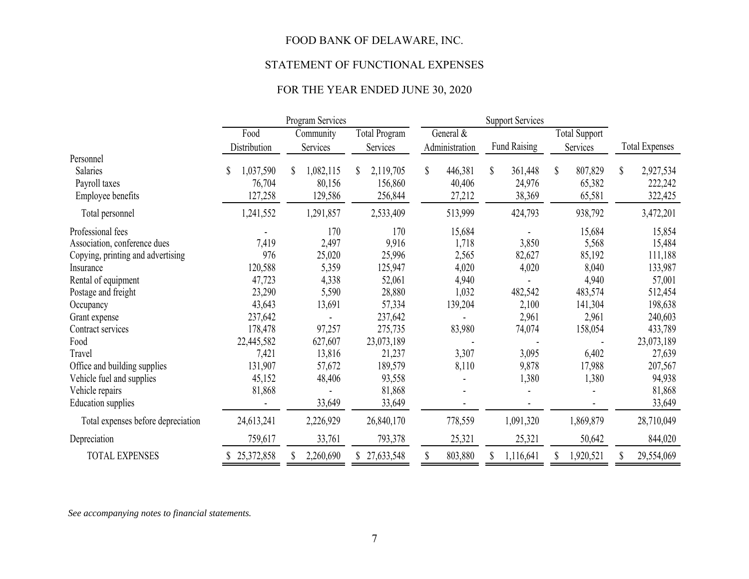# FOOD BANK OF DELAWARE, INC.

## STATEMENT OF FUNCTIONAL EXPENSES

## FOR THE YEAR ENDED JUNE 30, 2020

| | Program Services | | | Support Services | | | |
|---|---|---|---|---|---|---|---|
| | Food Distribution | Community Services | Total Program Services | General & Administration | Fund Raising | Total Support Services | Total Expenses |
| Personnel | | | | | | | |
| Salaries | $ 1,037,590 | $ 1,082,115 | $ 2,119,705 | $ 446,381 | $ 361,448 | $ 807,829 | $ 2,927,534 |
| Payroll taxes | 76,704 | 80,156 | 156,860 | 40,406 | 24,976 | 65,382 | 222,242 |
| Employee benefits | 127,258 | 129,586 | 256,844 | 27,212 | 38,369 | 65,581 | 322,425 |
| Total personnel | 1,241,552 | 1,291,857 | 2,533,409 | 513,999 | 424,793 | 938,792 | 3,472,201 |
| Professional fees | - | 170 | 170 | 15,684 | - | 15,684 | 15,854 |
| Association, conference dues | 7,419 | 2,497 | 9,916 | 1,718 | 3,850 | 5,568 | 15,484 |
| Copying, printing and advertising | 976 | 25,020 | 25,996 | 2,565 | 82,627 | 85,192 | 111,188 |
| Insurance | 120,588 | 5,359 | 125,947 | 4,020 | 4,020 | 8,040 | 133,987 |
| Rental of equipment | 47,723 | 4,338 | 52,061 | 4,940 | - | 4,940 | 57,001 |
| Postage and freight | 23,290 | 5,590 | 28,880 | 1,032 | 482,542 | 483,574 | 512,454 |
| Occupancy | 43,643 | 13,691 | 57,334 | 139,204 | 2,100 | 141,304 | 198,638 |
| Grant expense | 237,642 | - | 237,642 | - | 2,961 | 2,961 | 240,603 |
| Contract services | 178,478 | 97,257 | 275,735 | 83,980 | 74,074 | 158,054 | 433,789 |
| Food | 22,445,582 | 627,607 | 23,073,189 | - | - | - | 23,073,189 |
| Travel | 7,421 | 13,816 | 21,237 | 3,307 | 3,095 | 6,402 | 27,639 |
| Office and building supplies | 131,907 | 57,672 | 189,579 | 8,110 | 9,878 | 17,988 | 207,567 |
| Vehicle fuel and supplies | 45,152 | 48,406 | 93,558 | - | 1,380 | 1,380 | 94,938 |
| Vehicle repairs | 81,868 | - | 81,868 | - | - | - | 81,868 |
| Education supplies | - | 33,649 | 33,649 | - | - | - | 33,649 |
| Total expenses before depreciation | 24,613,241 | 2,226,929 | 26,840,170 | 778,559 | 1,091,320 | 1,869,879 | 28,710,049 |
| Depreciation | 759,617 | 33,761 | 793,378 | 25,321 | 25,321 | 50,642 | 844,020 |
| TOTAL EXPENSES | $ 25,372,858 | $ 2,260,690 | $ 27,633,548 | $ 803,880 | $ 1,116,641 | $ 1,920,521 | $ 29,554,069 |

*See accompanying notes to financial statements.*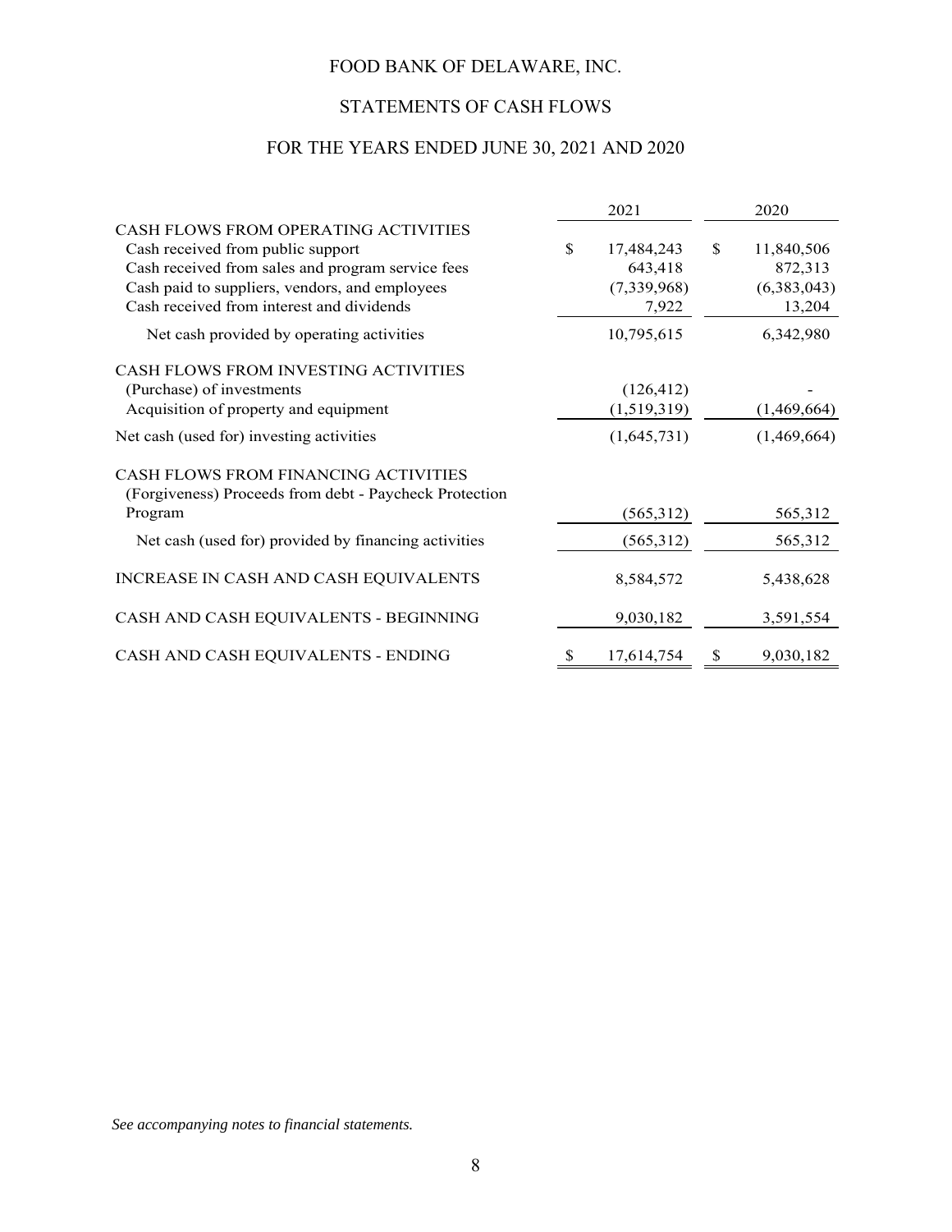# FOOD BANK OF DELAWARE, INC.

## STATEMENTS OF CASH FLOWS

## FOR THE YEARS ENDED JUNE 30, 2021 AND 2020

| | 2021 | 2020 |
|---|---|---|
| CASH FLOWS FROM OPERATING ACTIVITIES | | |
| Cash received from public support | $ 17,484,243 | $ 11,840,506 |
| Cash received from sales and program service fees | 643,418 | 872,313 |
| Cash paid to suppliers, vendors, and employees | (7,339,968) | (6,383,043) |
| Cash received from interest and dividends | 7,922 | 13,204 |
| Net cash provided by operating activities | 10,795,615 | 6,342,980 |
| CASH FLOWS FROM INVESTING ACTIVITIES | | |
| (Purchase) of investments | (126,412) | - |
| Acquisition of property and equipment | (1,519,319) | (1,469,664) |
| Net cash (used for) investing activities | (1,645,731) | (1,469,664) |
| CASH FLOWS FROM FINANCING ACTIVITIES | | |
| (Forgiveness) Proceeds from debt - Paycheck Protection Program | (565,312) | 565,312 |
| Net cash (used for) provided by financing activities | (565,312) | 565,312 |
| INCREASE IN CASH AND CASH EQUIVALENTS | 8,584,572 | 5,438,628 |
| CASH AND CASH EQUIVALENTS - BEGINNING | 9,030,182 | 3,591,554 |
| CASH AND CASH EQUIVALENTS - ENDING | $ 17,614,754 | $ 9,030,182 |

*See accompanying notes to financial statements.*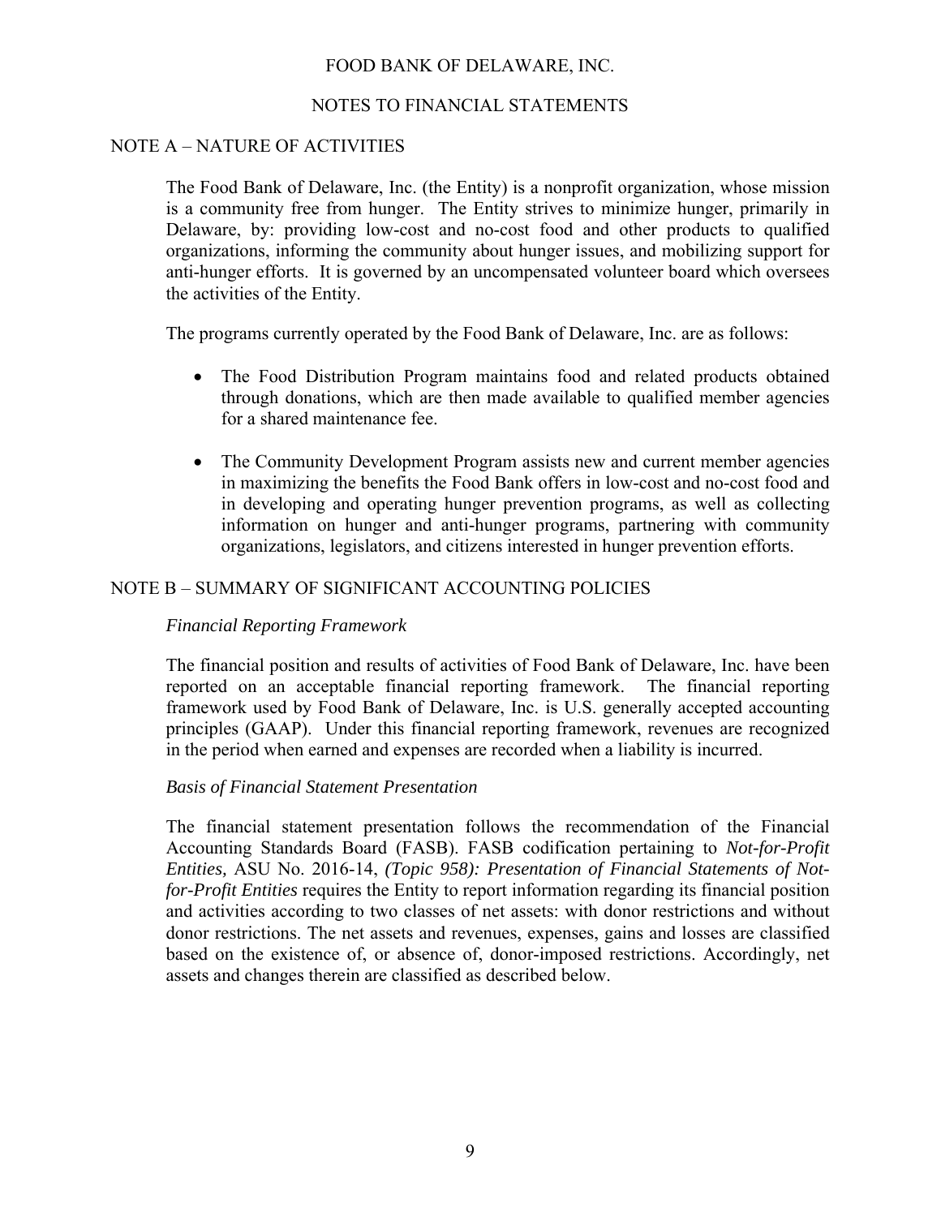# FOOD BANK OF DELAWARE, INC.

## NOTES TO FINANCIAL STATEMENTS

### NOTE A – NATURE OF ACTIVITIES

The Food Bank of Delaware, Inc. (the Entity) is a nonprofit organization, whose mission is a community free from hunger. The Entity strives to minimize hunger, primarily in Delaware, by: providing low-cost and no-cost food and other products to qualified organizations, informing the community about hunger issues, and mobilizing support for anti-hunger efforts. It is governed by an uncompensated volunteer board which oversees the activities of the Entity.

The programs currently operated by the Food Bank of Delaware, Inc. are as follows:

- The Food Distribution Program maintains food and related products obtained through donations, which are then made available to qualified member agencies for a shared maintenance fee.

- The Community Development Program assists new and current member agencies in maximizing the benefits the Food Bank offers in low-cost and no-cost food and in developing and operating hunger prevention programs, as well as collecting information on hunger and anti-hunger programs, partnering with community organizations, legislators, and citizens interested in hunger prevention efforts.

### NOTE B – SUMMARY OF SIGNIFICANT ACCOUNTING POLICIES

*Financial Reporting Framework*

The financial position and results of activities of Food Bank of Delaware, Inc. have been reported on an acceptable financial reporting framework. The financial reporting framework used by Food Bank of Delaware, Inc. is U.S. generally accepted accounting principles (GAAP). Under this financial reporting framework, revenues are recognized in the period when earned and expenses are recorded when a liability is incurred.

*Basis of Financial Statement Presentation*

The financial statement presentation follows the recommendation of the Financial Accounting Standards Board (FASB). FASB codification pertaining to *Not-for-Profit Entities,* ASU No. 2016-14, *(Topic 958): Presentation of Financial Statements of Not-for-Profit Entities* requires the Entity to report information regarding its financial position and activities according to two classes of net assets: with donor restrictions and without donor restrictions. The net assets and revenues, expenses, gains and losses are classified based on the existence of, or absence of, donor-imposed restrictions. Accordingly, net assets and changes therein are classified as described below.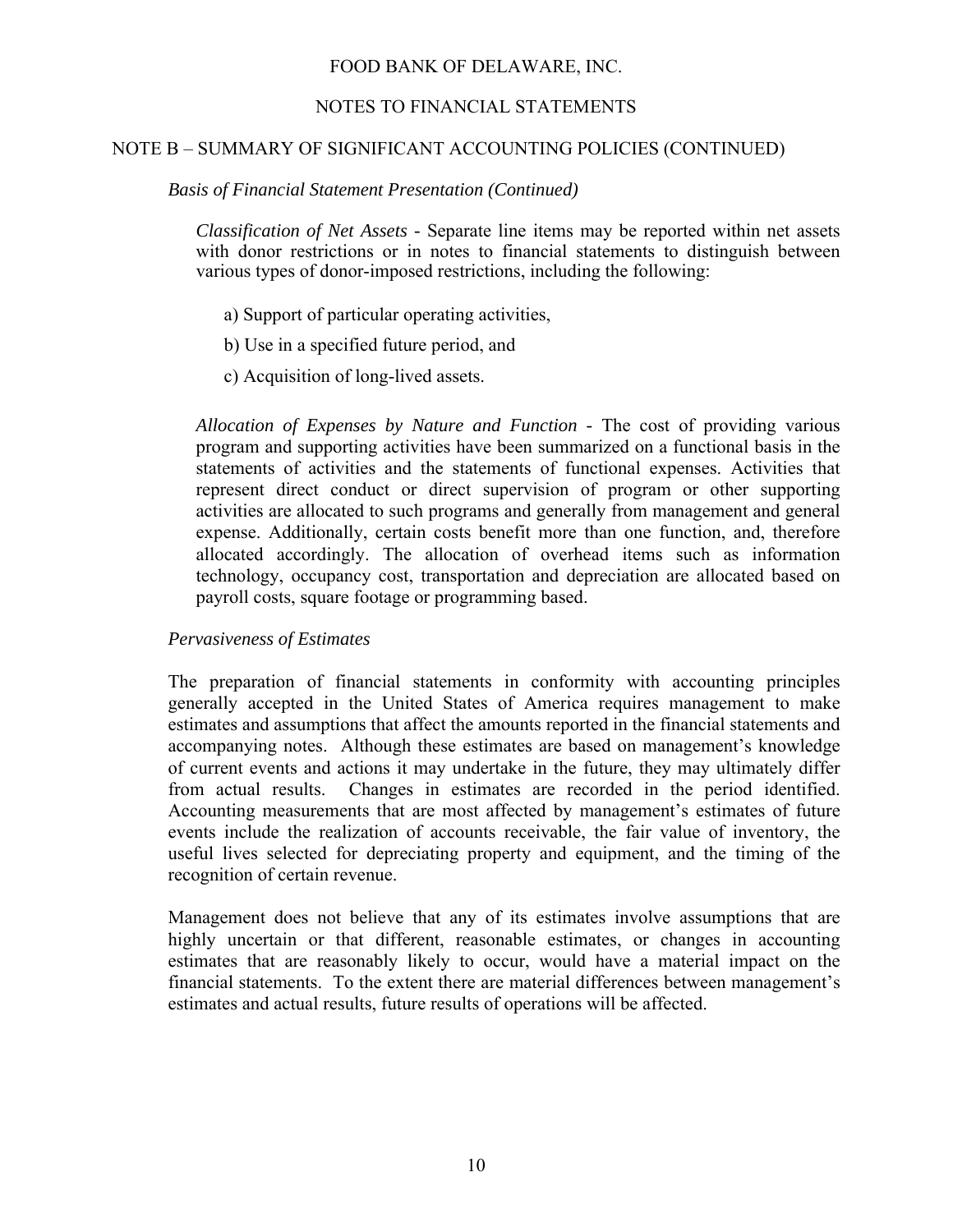## NOTE B – SUMMARY OF SIGNIFICANT ACCOUNTING POLICIES (CONTINUED)

*Basis of Financial Statement Presentation (Continued)*

*Classification of Net Assets* - Separate line items may be reported within net assets with donor restrictions or in notes to financial statements to distinguish between various types of donor-imposed restrictions, including the following:

a) Support of particular operating activities,

b) Use in a specified future period, and

c) Acquisition of long-lived assets.

*Allocation of Expenses by Nature and Function* - The cost of providing various program and supporting activities have been summarized on a functional basis in the statements of activities and the statements of functional expenses. Activities that represent direct conduct or direct supervision of program or other supporting activities are allocated to such programs and generally from management and general expense. Additionally, certain costs benefit more than one function, and, therefore allocated accordingly. The allocation of overhead items such as information technology, occupancy cost, transportation and depreciation are allocated based on payroll costs, square footage or programming based.

*Pervasiveness of Estimates*

The preparation of financial statements in conformity with accounting principles generally accepted in the United States of America requires management to make estimates and assumptions that affect the amounts reported in the financial statements and accompanying notes. Although these estimates are based on management's knowledge of current events and actions it may undertake in the future, they may ultimately differ from actual results. Changes in estimates are recorded in the period identified. Accounting measurements that are most affected by management's estimates of future events include the realization of accounts receivable, the fair value of inventory, the useful lives selected for depreciating property and equipment, and the timing of the recognition of certain revenue.

Management does not believe that any of its estimates involve assumptions that are highly uncertain or that different, reasonable estimates, or changes in accounting estimates that are reasonably likely to occur, would have a material impact on the financial statements. To the extent there are material differences between management's estimates and actual results, future results of operations will be affected.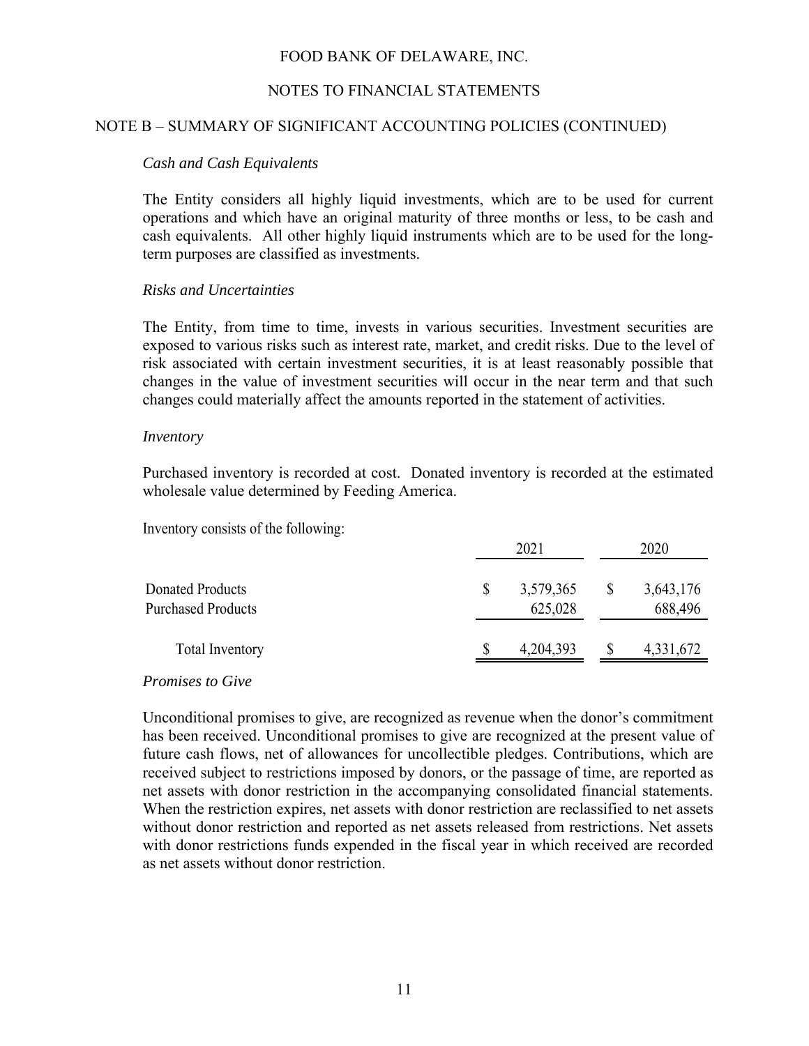FOOD BANK OF DELAWARE, INC.

NOTES TO FINANCIAL STATEMENTS

## NOTE B – SUMMARY OF SIGNIFICANT ACCOUNTING POLICIES (CONTINUED)

*Cash and Cash Equivalents*

The Entity considers all highly liquid investments, which are to be used for current operations and which have an original maturity of three months or less, to be cash and cash equivalents. All other highly liquid instruments which are to be used for the long-term purposes are classified as investments.

*Risks and Uncertainties*

The Entity, from time to time, invests in various securities. Investment securities are exposed to various risks such as interest rate, market, and credit risks. Due to the level of risk associated with certain investment securities, it is at least reasonably possible that changes in the value of investment securities will occur in the near term and that such changes could materially affect the amounts reported in the statement of activities.

*Inventory*

Purchased inventory is recorded at cost. Donated inventory is recorded at the estimated wholesale value determined by Feeding America.

Inventory consists of the following:

| | 2021 | 2020 |
|---|---|---|
| Donated Products | $ 3,579,365 | $ 3,643,176 |
| Purchased Products | 625,028 | 688,496 |
| Total Inventory | $ 4,204,393 | $ 4,331,672 |

*Promises to Give*

Unconditional promises to give, are recognized as revenue when the donor's commitment has been received. Unconditional promises to give are recognized at the present value of future cash flows, net of allowances for uncollectible pledges. Contributions, which are received subject to restrictions imposed by donors, or the passage of time, are reported as net assets with donor restriction in the accompanying consolidated financial statements. When the restriction expires, net assets with donor restriction are reclassified to net assets without donor restriction and reported as net assets released from restrictions. Net assets with donor restrictions funds expended in the fiscal year in which received are recorded as net assets without donor restriction.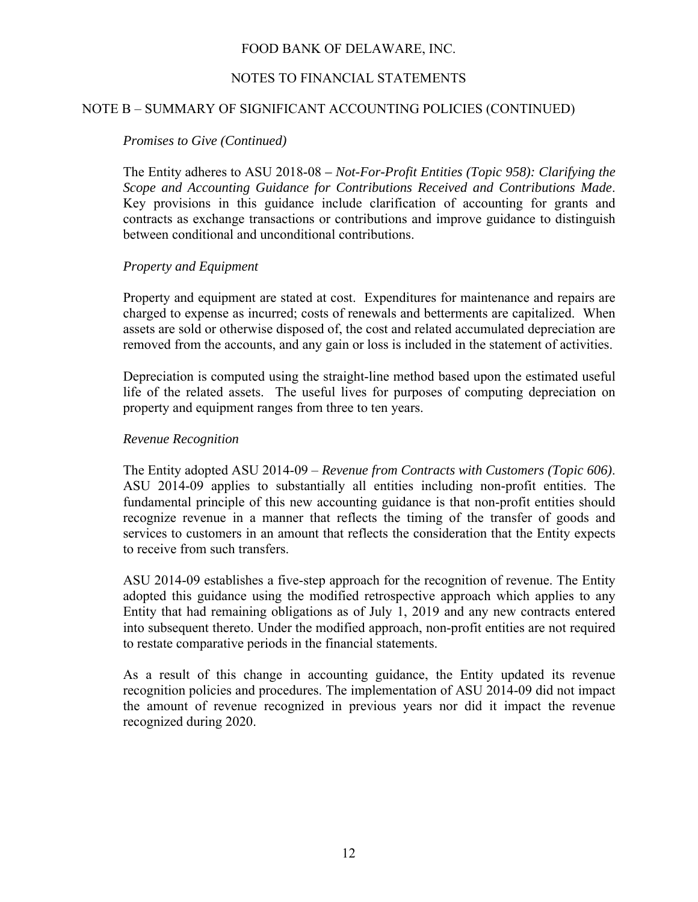FOOD BANK OF DELAWARE, INC.

NOTES TO FINANCIAL STATEMENTS

## NOTE B – SUMMARY OF SIGNIFICANT ACCOUNTING POLICIES (CONTINUED)

*Promises to Give (Continued)*

The Entity adheres to ASU 2018-08 – *Not-For-Profit Entities (Topic 958): Clarifying the Scope and Accounting Guidance for Contributions Received and Contributions Made*. Key provisions in this guidance include clarification of accounting for grants and contracts as exchange transactions or contributions and improve guidance to distinguish between conditional and unconditional contributions.

*Property and Equipment*

Property and equipment are stated at cost. Expenditures for maintenance and repairs are charged to expense as incurred; costs of renewals and betterments are capitalized. When assets are sold or otherwise disposed of, the cost and related accumulated depreciation are removed from the accounts, and any gain or loss is included in the statement of activities.

Depreciation is computed using the straight-line method based upon the estimated useful life of the related assets. The useful lives for purposes of computing depreciation on property and equipment ranges from three to ten years.

*Revenue Recognition*

The Entity adopted ASU 2014-09 – *Revenue from Contracts with Customers (Topic 606)*. ASU 2014-09 applies to substantially all entities including non-profit entities. The fundamental principle of this new accounting guidance is that non-profit entities should recognize revenue in a manner that reflects the timing of the transfer of goods and services to customers in an amount that reflects the consideration that the Entity expects to receive from such transfers.

ASU 2014-09 establishes a five-step approach for the recognition of revenue. The Entity adopted this guidance using the modified retrospective approach which applies to any Entity that had remaining obligations as of July 1, 2019 and any new contracts entered into subsequent thereto. Under the modified approach, non-profit entities are not required to restate comparative periods in the financial statements.

As a result of this change in accounting guidance, the Entity updated its revenue recognition policies and procedures. The implementation of ASU 2014-09 did not impact the amount of revenue recognized in previous years nor did it impact the revenue recognized during 2020.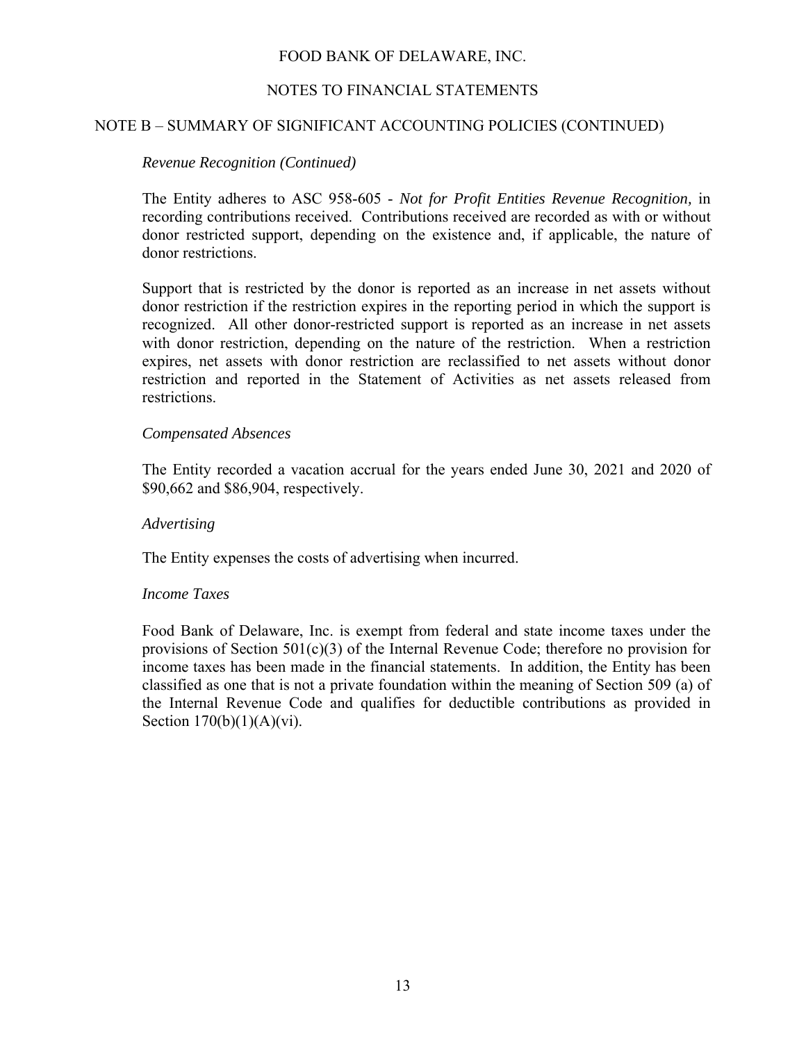FOOD BANK OF DELAWARE, INC.

NOTES TO FINANCIAL STATEMENTS

## NOTE B – SUMMARY OF SIGNIFICANT ACCOUNTING POLICIES (CONTINUED)

*Revenue Recognition (Continued)*

The Entity adheres to ASC 958-605 - *Not for Profit Entities Revenue Recognition,* in recording contributions received. Contributions received are recorded as with or without donor restricted support, depending on the existence and, if applicable, the nature of donor restrictions.

Support that is restricted by the donor is reported as an increase in net assets without donor restriction if the restriction expires in the reporting period in which the support is recognized. All other donor-restricted support is reported as an increase in net assets with donor restriction, depending on the nature of the restriction. When a restriction expires, net assets with donor restriction are reclassified to net assets without donor restriction and reported in the Statement of Activities as net assets released from restrictions.

*Compensated Absences*

The Entity recorded a vacation accrual for the years ended June 30, 2021 and 2020 of $90,662 and $86,904, respectively.

*Advertising*

The Entity expenses the costs of advertising when incurred.

*Income Taxes*

Food Bank of Delaware, Inc. is exempt from federal and state income taxes under the provisions of Section 501(c)(3) of the Internal Revenue Code; therefore no provision for income taxes has been made in the financial statements. In addition, the Entity has been classified as one that is not a private foundation within the meaning of Section 509 (a) of the Internal Revenue Code and qualifies for deductible contributions as provided in Section 170(b)(1)(A)(vi).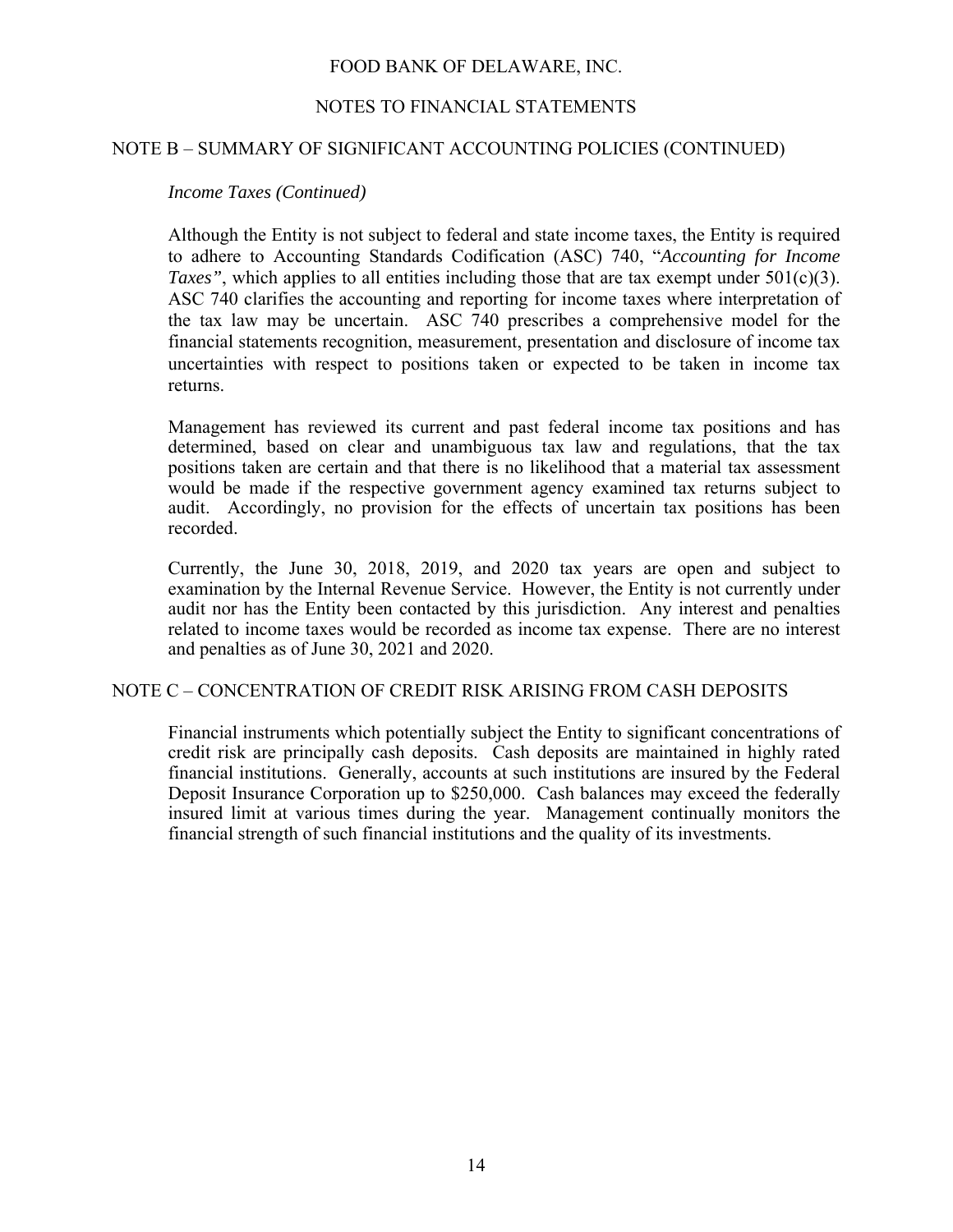FOOD BANK OF DELAWARE, INC.

NOTES TO FINANCIAL STATEMENTS

## NOTE B – SUMMARY OF SIGNIFICANT ACCOUNTING POLICIES (CONTINUED)

*Income Taxes (Continued)*

Although the Entity is not subject to federal and state income taxes, the Entity is required to adhere to Accounting Standards Codification (ASC) 740, "*Accounting for Income Taxes"*, which applies to all entities including those that are tax exempt under 501(c)(3). ASC 740 clarifies the accounting and reporting for income taxes where interpretation of the tax law may be uncertain. ASC 740 prescribes a comprehensive model for the financial statements recognition, measurement, presentation and disclosure of income tax uncertainties with respect to positions taken or expected to be taken in income tax returns.

Management has reviewed its current and past federal income tax positions and has determined, based on clear and unambiguous tax law and regulations, that the tax positions taken are certain and that there is no likelihood that a material tax assessment would be made if the respective government agency examined tax returns subject to audit. Accordingly, no provision for the effects of uncertain tax positions has been recorded.

Currently, the June 30, 2018, 2019, and 2020 tax years are open and subject to examination by the Internal Revenue Service. However, the Entity is not currently under audit nor has the Entity been contacted by this jurisdiction. Any interest and penalties related to income taxes would be recorded as income tax expense. There are no interest and penalties as of June 30, 2021 and 2020.

## NOTE C – CONCENTRATION OF CREDIT RISK ARISING FROM CASH DEPOSITS

Financial instruments which potentially subject the Entity to significant concentrations of credit risk are principally cash deposits. Cash deposits are maintained in highly rated financial institutions. Generally, accounts at such institutions are insured by the Federal Deposit Insurance Corporation up to $250,000. Cash balances may exceed the federally insured limit at various times during the year. Management continually monitors the financial strength of such financial institutions and the quality of its investments.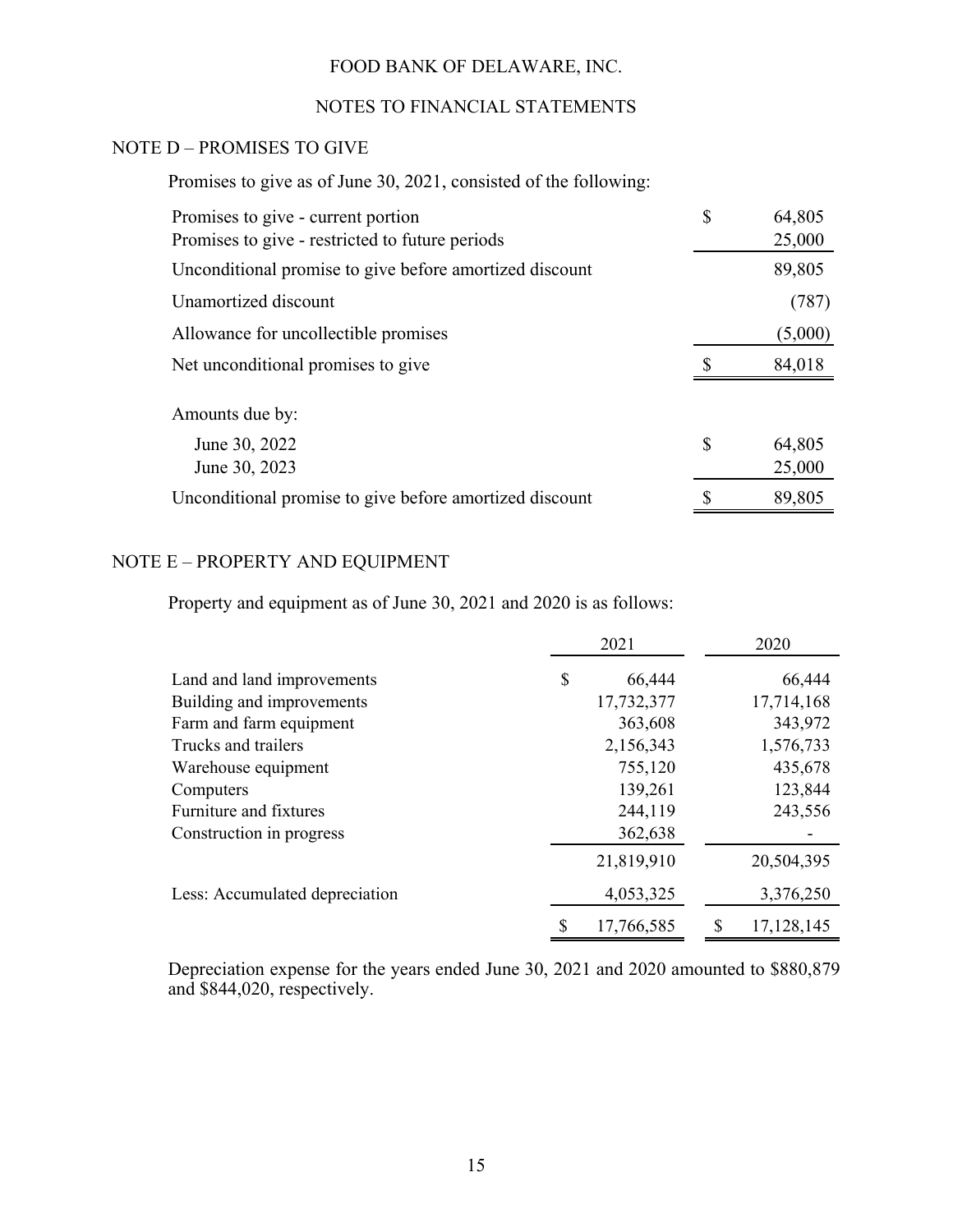FOOD BANK OF DELAWARE, INC.

NOTES TO FINANCIAL STATEMENTS

## NOTE D – PROMISES TO GIVE

Promises to give as of June 30, 2021, consisted of the following:

| | |
|---|---|
| Promises to give - current portion | $ 64,805 |
| Promises to give - restricted to future periods | 25,000 |
| Unconditional promise to give before amortized discount | 89,805 |
| Unamortized discount | (787) |
| Allowance for uncollectible promises | (5,000) |
| Net unconditional promises to give | $ 84,018 |

| | |
|---|---|
| Amounts due by: | |
| June 30, 2022 | $ 64,805 |
| June 30, 2023 | 25,000 |
| Unconditional promise to give before amortized discount | $ 89,805 |

## NOTE E – PROPERTY AND EQUIPMENT

Property and equipment as of June 30, 2021 and 2020 is as follows:

| | 2021 | 2020 |
|---|---|---|
| Land and land improvements | $ 66,444 | 66,444 |
| Building and improvements | 17,732,377 | 17,714,168 |
| Farm and farm equipment | 363,608 | 343,972 |
| Trucks and trailers | 2,156,343 | 1,576,733 |
| Warehouse equipment | 755,120 | 435,678 |
| Computers | 139,261 | 123,844 |
| Furniture and fixtures | 244,119 | 243,556 |
| Construction in progress | 362,638 | - |
| | 21,819,910 | 20,504,395 |
| Less: Accumulated depreciation | 4,053,325 | 3,376,250 |
| | $ 17,766,585 | $ 17,128,145 |

Depreciation expense for the years ended June 30, 2021 and 2020 amounted to $880,879 and $844,020, respectively.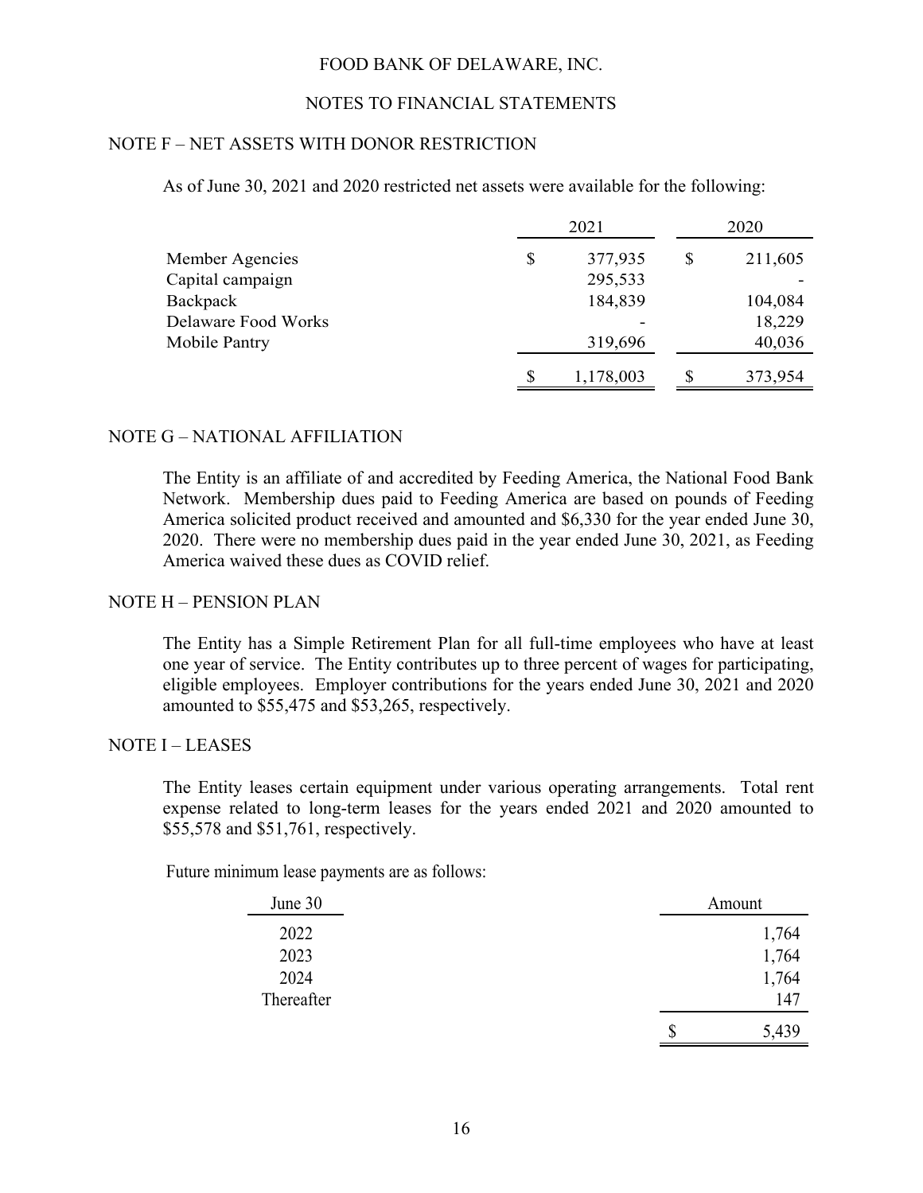FOOD BANK OF DELAWARE, INC.

NOTES TO FINANCIAL STATEMENTS

## NOTE F – NET ASSETS WITH DONOR RESTRICTION

As of June 30, 2021 and 2020 restricted net assets were available for the following:

| | 2021 | 2020 |
|---|---|---|
| Member Agencies | $ 377,935 | $ 211,605 |
| Capital campaign | 295,533 | - |
| Backpack | 184,839 | 104,084 |
| Delaware Food Works | - | 18,229 |
| Mobile Pantry | 319,696 | 40,036 |
| | $ 1,178,003 | $ 373,954 |

## NOTE G – NATIONAL AFFILIATION

The Entity is an affiliate of and accredited by Feeding America, the National Food Bank Network. Membership dues paid to Feeding America are based on pounds of Feeding America solicited product received and amounted and $6,330 for the year ended June 30, 2020. There were no membership dues paid in the year ended June 30, 2021, as Feeding America waived these dues as COVID relief.

## NOTE H – PENSION PLAN

The Entity has a Simple Retirement Plan for all full-time employees who have at least one year of service. The Entity contributes up to three percent of wages for participating, eligible employees. Employer contributions for the years ended June 30, 2021 and 2020 amounted to $55,475 and $53,265, respectively.

## NOTE I – LEASES

The Entity leases certain equipment under various operating arrangements. Total rent expense related to long-term leases for the years ended 2021 and 2020 amounted to $55,578 and $51,761, respectively.

Future minimum lease payments are as follows:

| June 30 | Amount |
|---|---|
| 2022 | 1,764 |
| 2023 | 1,764 |
| 2024 | 1,764 |
| Thereafter | 147 |
| | $ 5,439 |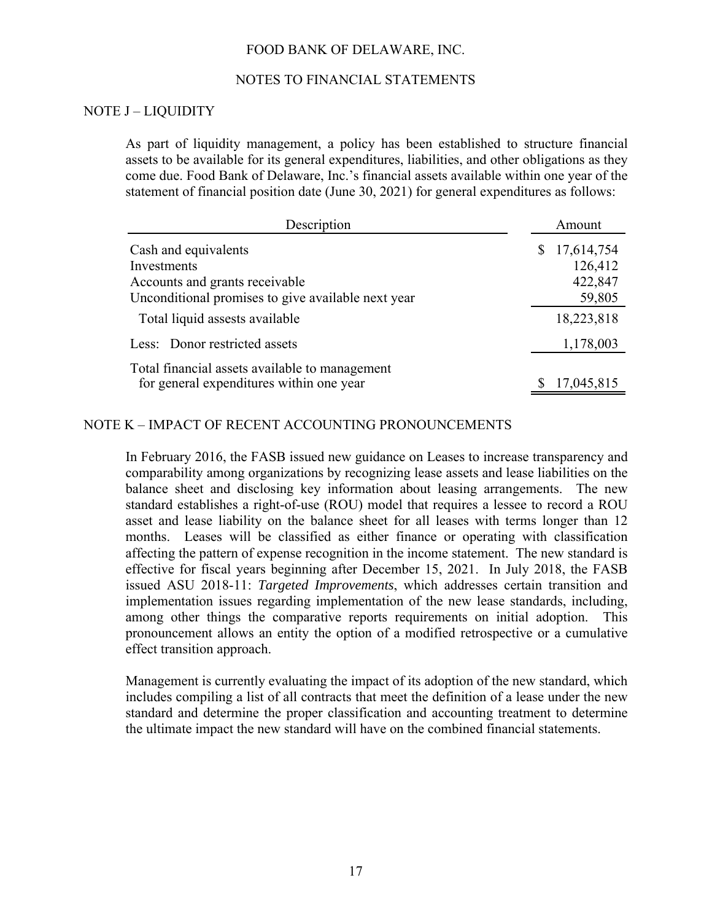FOOD BANK OF DELAWARE, INC.

NOTES TO FINANCIAL STATEMENTS

## NOTE J – LIQUIDITY

As part of liquidity management, a policy has been established to structure financial assets to be available for its general expenditures, liabilities, and other obligations as they come due. Food Bank of Delaware, Inc.'s financial assets available within one year of the statement of financial position date (June 30, 2021) for general expenditures as follows:

| Description | Amount |
|---|---|
| Cash and equivalents | $ 17,614,754 |
| Investments | 126,412 |
| Accounts and grants receivable | 422,847 |
| Unconditional promises to give available next year | 59,805 |
| Total liquid assests available | 18,223,818 |
| Less: Donor restricted assets | 1,178,003 |
| Total financial assets available to management for general expenditures within one year | $ 17,045,815 |

## NOTE K – IMPACT OF RECENT ACCOUNTING PRONOUNCEMENTS

In February 2016, the FASB issued new guidance on Leases to increase transparency and comparability among organizations by recognizing lease assets and lease liabilities on the balance sheet and disclosing key information about leasing arrangements. The new standard establishes a right-of-use (ROU) model that requires a lessee to record a ROU asset and lease liability on the balance sheet for all leases with terms longer than 12 months. Leases will be classified as either finance or operating with classification affecting the pattern of expense recognition in the income statement. The new standard is effective for fiscal years beginning after December 15, 2021. In July 2018, the FASB issued ASU 2018-11: *Targeted Improvements*, which addresses certain transition and implementation issues regarding implementation of the new lease standards, including, among other things the comparative reports requirements on initial adoption. This pronouncement allows an entity the option of a modified retrospective or a cumulative effect transition approach.

Management is currently evaluating the impact of its adoption of the new standard, which includes compiling a list of all contracts that meet the definition of a lease under the new standard and determine the proper classification and accounting treatment to determine the ultimate impact the new standard will have on the combined financial statements.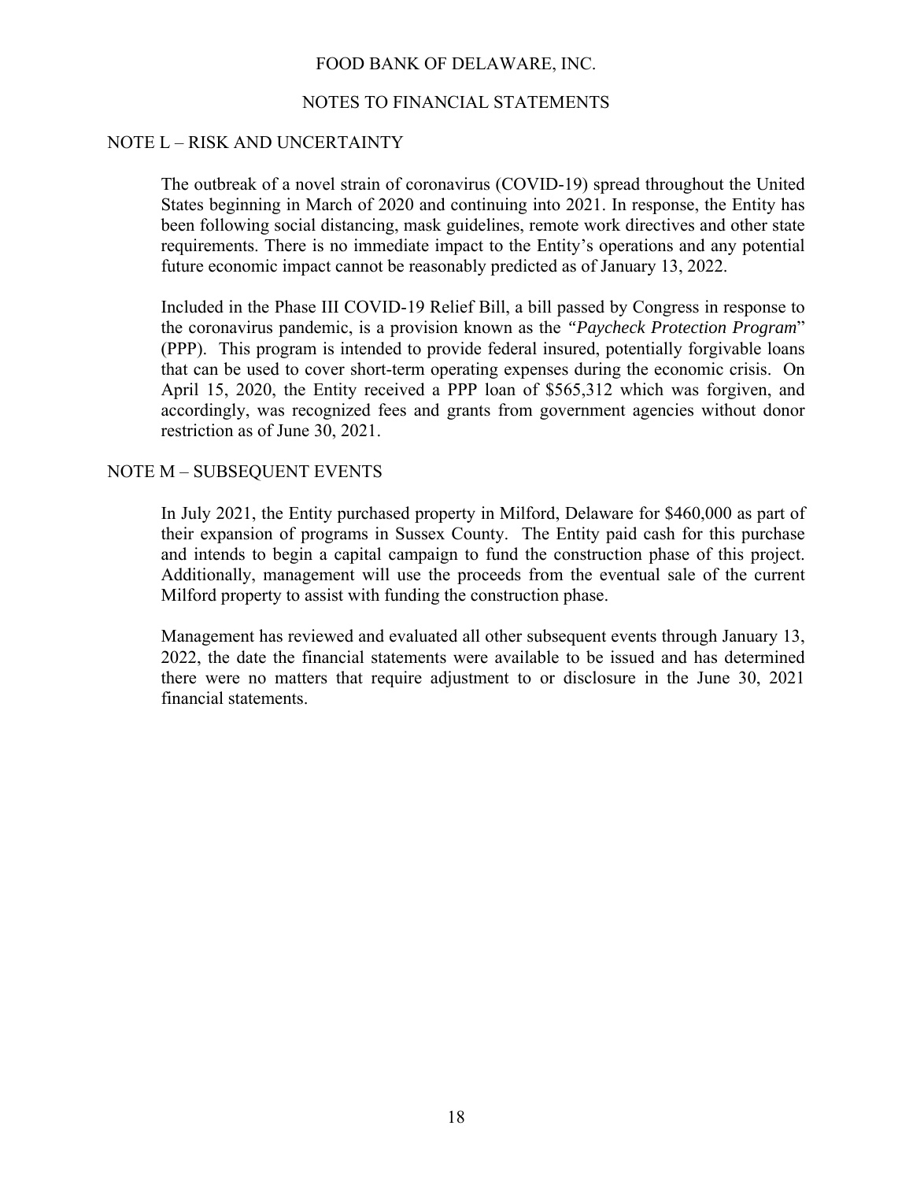FOOD BANK OF DELAWARE, INC.

NOTES TO FINANCIAL STATEMENTS

## NOTE L – RISK AND UNCERTAINTY

The outbreak of a novel strain of coronavirus (COVID-19) spread throughout the United States beginning in March of 2020 and continuing into 2021. In response, the Entity has been following social distancing, mask guidelines, remote work directives and other state requirements. There is no immediate impact to the Entity's operations and any potential future economic impact cannot be reasonably predicted as of January 13, 2022.

Included in the Phase III COVID-19 Relief Bill, a bill passed by Congress in response to the coronavirus pandemic, is a provision known as the *"Paycheck Protection Program*" (PPP). This program is intended to provide federal insured, potentially forgivable loans that can be used to cover short-term operating expenses during the economic crisis. On April 15, 2020, the Entity received a PPP loan of $565,312 which was forgiven, and accordingly, was recognized fees and grants from government agencies without donor restriction as of June 30, 2021.

## NOTE M – SUBSEQUENT EVENTS

In July 2021, the Entity purchased property in Milford, Delaware for $460,000 as part of their expansion of programs in Sussex County. The Entity paid cash for this purchase and intends to begin a capital campaign to fund the construction phase of this project. Additionally, management will use the proceeds from the eventual sale of the current Milford property to assist with funding the construction phase.

Management has reviewed and evaluated all other subsequent events through January 13, 2022, the date the financial statements were available to be issued and has determined there were no matters that require adjustment to or disclosure in the June 30, 2021 financial statements.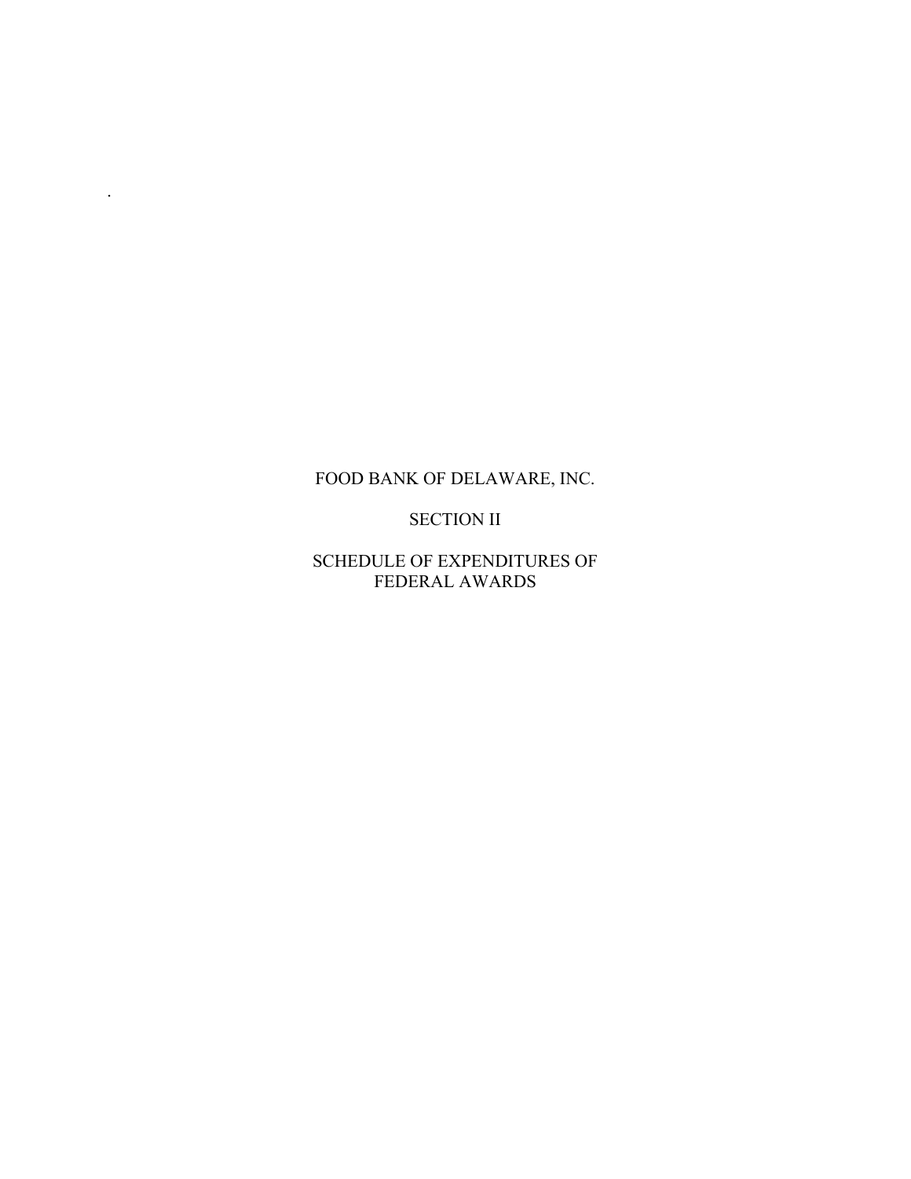FOOD BANK OF DELAWARE, INC.

SECTION II

SCHEDULE OF EXPENDITURES OF FEDERAL AWARDS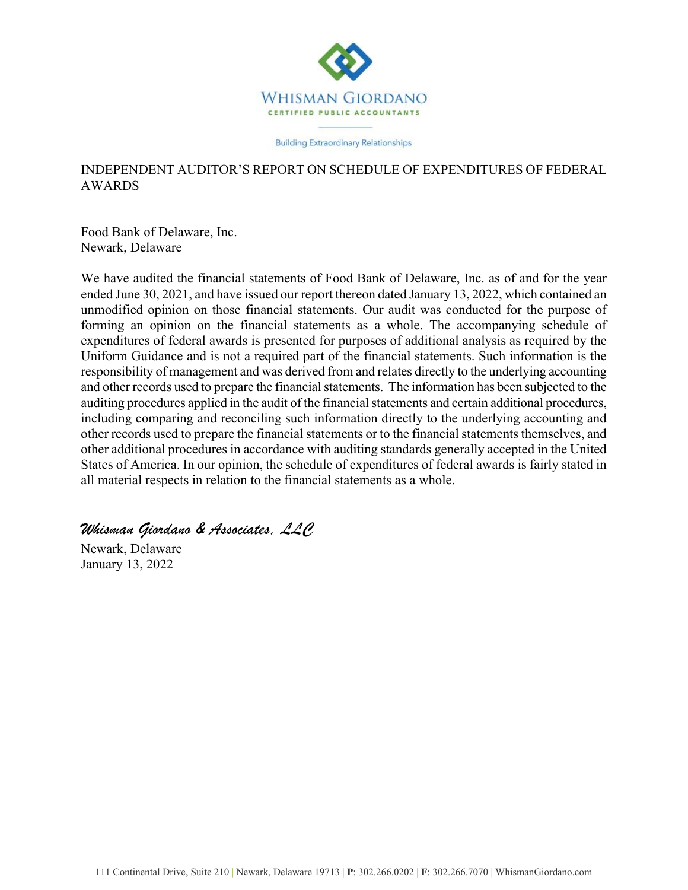WHISMAN GIORDANO

CERTIFIED PUBLIC ACCOUNTANTS

Building Extraordinary Relationships

# INDEPENDENT AUDITOR'S REPORT ON SCHEDULE OF EXPENDITURES OF FEDERAL AWARDS

Food Bank of Delaware, Inc.
Newark, Delaware

We have audited the financial statements of Food Bank of Delaware, Inc. as of and for the year ended June 30, 2021, and have issued our report thereon dated January 13, 2022, which contained an unmodified opinion on those financial statements. Our audit was conducted for the purpose of forming an opinion on the financial statements as a whole. The accompanying schedule of expenditures of federal awards is presented for purposes of additional analysis as required by the Uniform Guidance and is not a required part of the financial statements. Such information is the responsibility of management and was derived from and relates directly to the underlying accounting and other records used to prepare the financial statements. The information has been subjected to the auditing procedures applied in the audit of the financial statements and certain additional procedures, including comparing and reconciling such information directly to the underlying accounting and other records used to prepare the financial statements or to the financial statements themselves, and other additional procedures in accordance with auditing standards generally accepted in the United States of America. In our opinion, the schedule of expenditures of federal awards is fairly stated in all material respects in relation to the financial statements as a whole.

*Whisman Giordano & Associates, LLC*
Newark, Delaware
January 13, 2022

111 Continental Drive, Suite 210 | Newark, Delaware 19713 | **P**: 302.266.0202 | **F**: 302.266.7070 | WhismanGiordano.com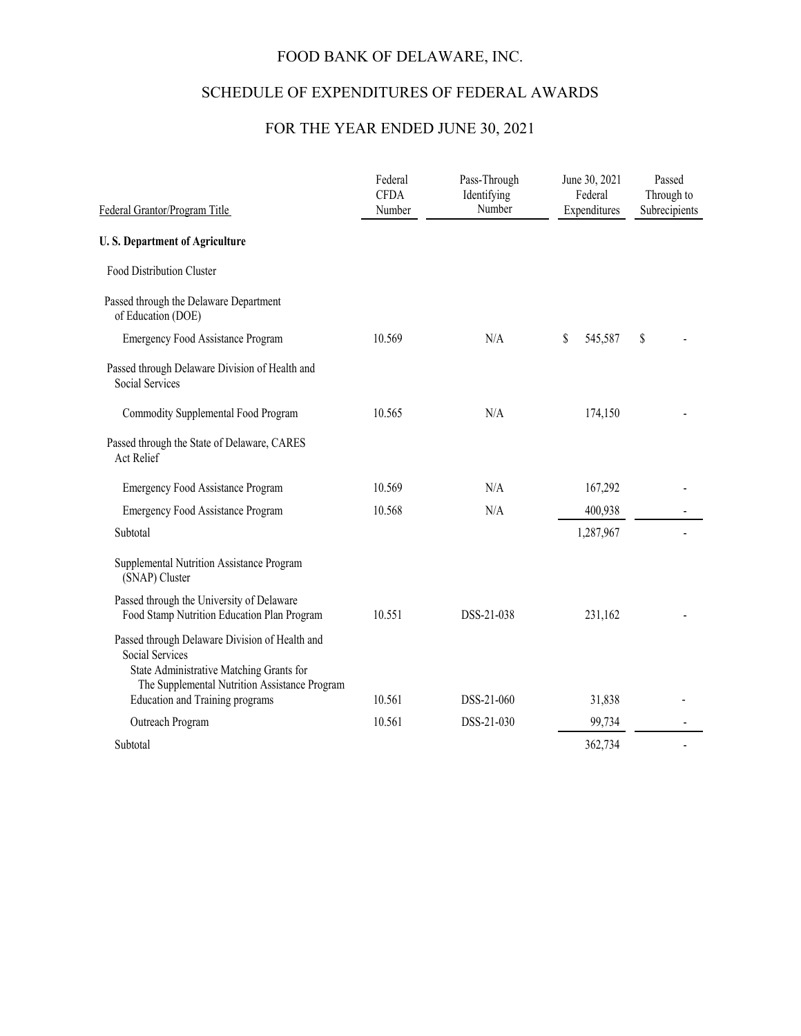# FOOD BANK OF DELAWARE, INC.

## SCHEDULE OF EXPENDITURES OF FEDERAL AWARDS

## FOR THE YEAR ENDED JUNE 30, 2021

| Federal Grantor/Program Title | Federal CFDA Number | Pass-Through Identifying Number | June 30, 2021 Federal Expenditures | Passed Through to Subrecipients |
|---|---|---|---|---|
| **U. S. Department of Agriculture** | | | | |
| Food Distribution Cluster | | | | |
| Passed through the Delaware Department of Education (DOE) | | | | |
| Emergency Food Assistance Program | 10.569 | N/A | $ 545,587 | $ - |
| Passed through Delaware Division of Health and Social Services | | | | |
| Commodity Supplemental Food Program | 10.565 | N/A | 174,150 | - |
| Passed through the State of Delaware, CARES Act Relief | | | | |
| Emergency Food Assistance Program | 10.569 | N/A | 167,292 | - |
| Emergency Food Assistance Program | 10.568 | N/A | 400,938 | - |
| Subtotal | | | 1,287,967 | - |
| Supplemental Nutrition Assistance Program (SNAP) Cluster | | | | |
| Passed through the University of Delaware Food Stamp Nutrition Education Plan Program | 10.551 | DSS-21-038 | 231,162 | - |
| Passed through Delaware Division of Health and Social Services State Administrative Matching Grants for The Supplemental Nutrition Assistance Program Education and Training programs | 10.561 | DSS-21-060 | 31,838 | - |
| Outreach Program | 10.561 | DSS-21-030 | 99,734 | - |
| Subtotal | | | 362,734 | - |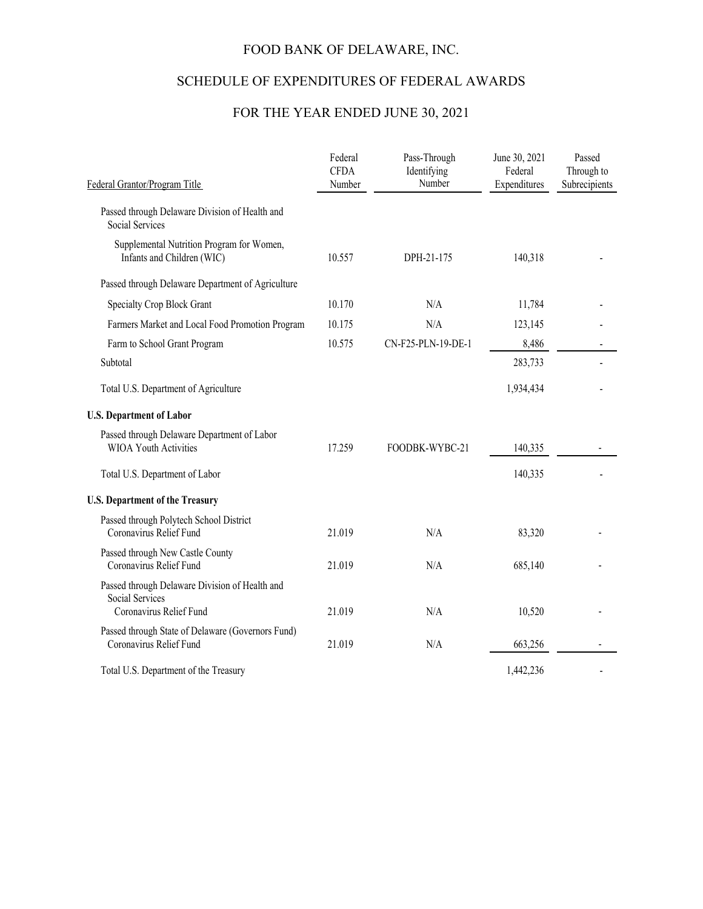# FOOD BANK OF DELAWARE, INC.

## SCHEDULE OF EXPENDITURES OF FEDERAL AWARDS

## FOR THE YEAR ENDED JUNE 30, 2021

| Federal Grantor/Program Title | Federal CFDA Number | Pass-Through Identifying Number | June 30, 2021 Federal Expenditures | Passed Through to Subrecipients |
|---|---|---|---|---|
| Passed through Delaware Division of Health and Social Services | | | | |
| Supplemental Nutrition Program for Women, Infants and Children (WIC) | 10.557 | DPH-21-175 | 140,318 | - |
| Passed through Delaware Department of Agriculture | | | | |
| Specialty Crop Block Grant | 10.170 | N/A | 11,784 | - |
| Farmers Market and Local Food Promotion Program | 10.175 | N/A | 123,145 | - |
| Farm to School Grant Program | 10.575 | CN-F25-PLN-19-DE-1 | 8,486 | - |
| Subtotal | | | 283,733 | - |
| Total U.S. Department of Agriculture | | | 1,934,434 | - |
| **U.S. Department of Labor** | | | | |
| Passed through Delaware Department of Labor WIOA Youth Activities | 17.259 | FOODBK-WYBC-21 | 140,335 | - |
| Total U.S. Department of Labor | | | 140,335 | - |
| **U.S. Department of the Treasury** | | | | |
| Passed through Polytech School District Coronavirus Relief Fund | 21.019 | N/A | 83,320 | - |
| Passed through New Castle County Coronavirus Relief Fund | 21.019 | N/A | 685,140 | - |
| Passed through Delaware Division of Health and Social Services Coronavirus Relief Fund | 21.019 | N/A | 10,520 | - |
| Passed through State of Delaware (Governors Fund) Coronavirus Relief Fund | 21.019 | N/A | 663,256 | - |
| Total U.S. Department of the Treasury | | | 1,442,236 | - |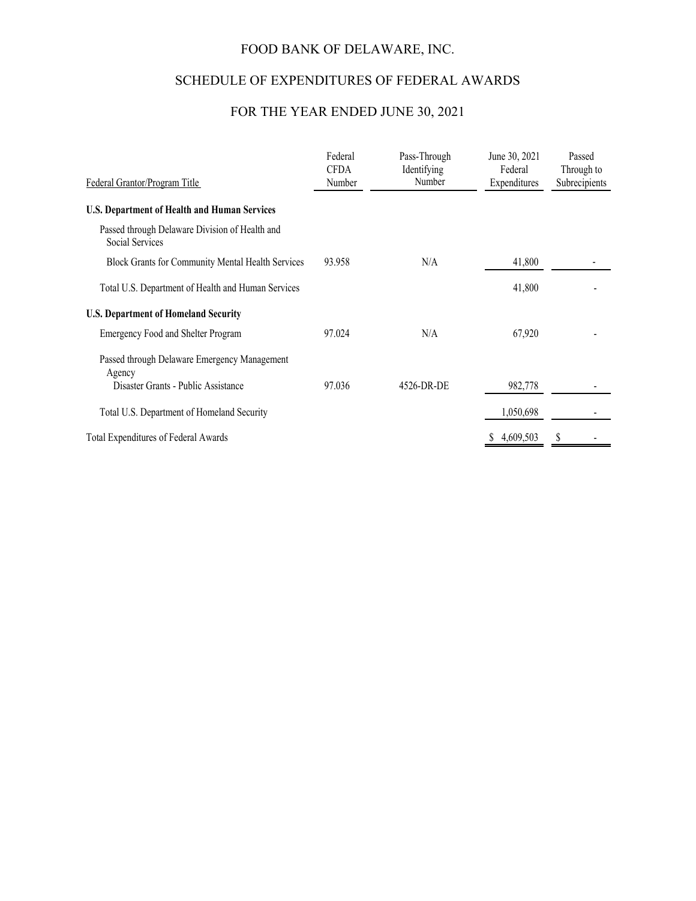# FOOD BANK OF DELAWARE, INC.

## SCHEDULE OF EXPENDITURES OF FEDERAL AWARDS

## FOR THE YEAR ENDED JUNE 30, 2021

| Federal Grantor/Program Title | Federal CFDA Number | Pass-Through Identifying Number | June 30, 2021 Federal Expenditures | Passed Through to Subrecipients |
|---|---|---|---|---|
| **U.S. Department of Health and Human Services** | | | | |
| Passed through Delaware Division of Health and Social Services | | | | |
| Block Grants for Community Mental Health Services | 93.958 | N/A | 41,800 | - |
| Total U.S. Department of Health and Human Services | | | 41,800 | - |
| **U.S. Department of Homeland Security** | | | | |
| Emergency Food and Shelter Program | 97.024 | N/A | 67,920 | - |
| Passed through Delaware Emergency Management Agency | | | | |
| Disaster Grants - Public Assistance | 97.036 | 4526-DR-DE | 982,778 | - |
| Total U.S. Department of Homeland Security | | | 1,050,698 | - |
| Total Expenditures of Federal Awards | | | $ 4,609,503 | $ - |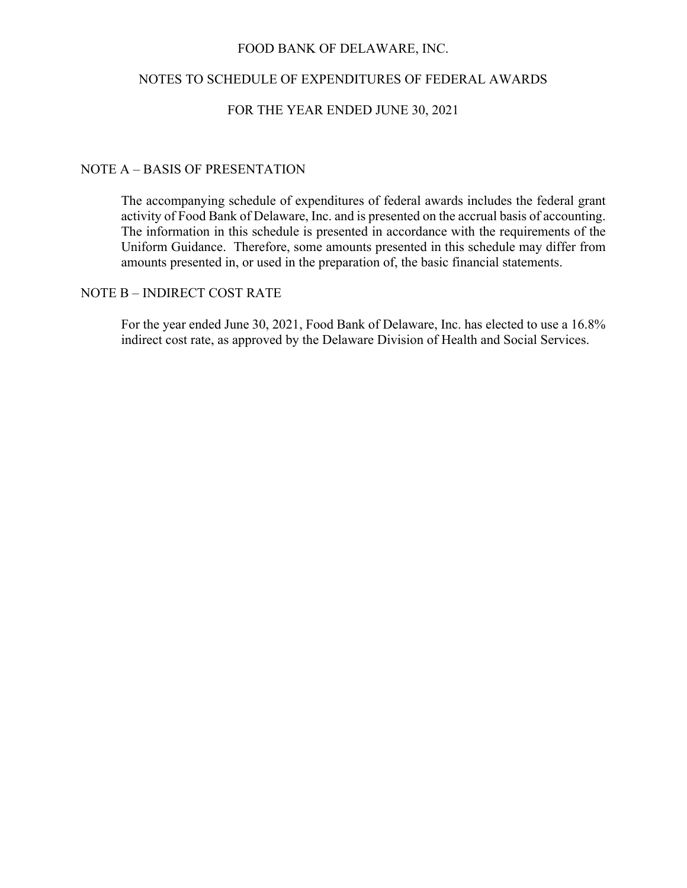# FOOD BANK OF DELAWARE, INC.

## NOTES TO SCHEDULE OF EXPENDITURES OF FEDERAL AWARDS

## FOR THE YEAR ENDED JUNE 30, 2021

### NOTE A – BASIS OF PRESENTATION

The accompanying schedule of expenditures of federal awards includes the federal grant activity of Food Bank of Delaware, Inc. and is presented on the accrual basis of accounting. The information in this schedule is presented in accordance with the requirements of the Uniform Guidance. Therefore, some amounts presented in this schedule may differ from amounts presented in, or used in the preparation of, the basic financial statements.

### NOTE B – INDIRECT COST RATE

For the year ended June 30, 2021, Food Bank of Delaware, Inc. has elected to use a 16.8% indirect cost rate, as approved by the Delaware Division of Health and Social Services.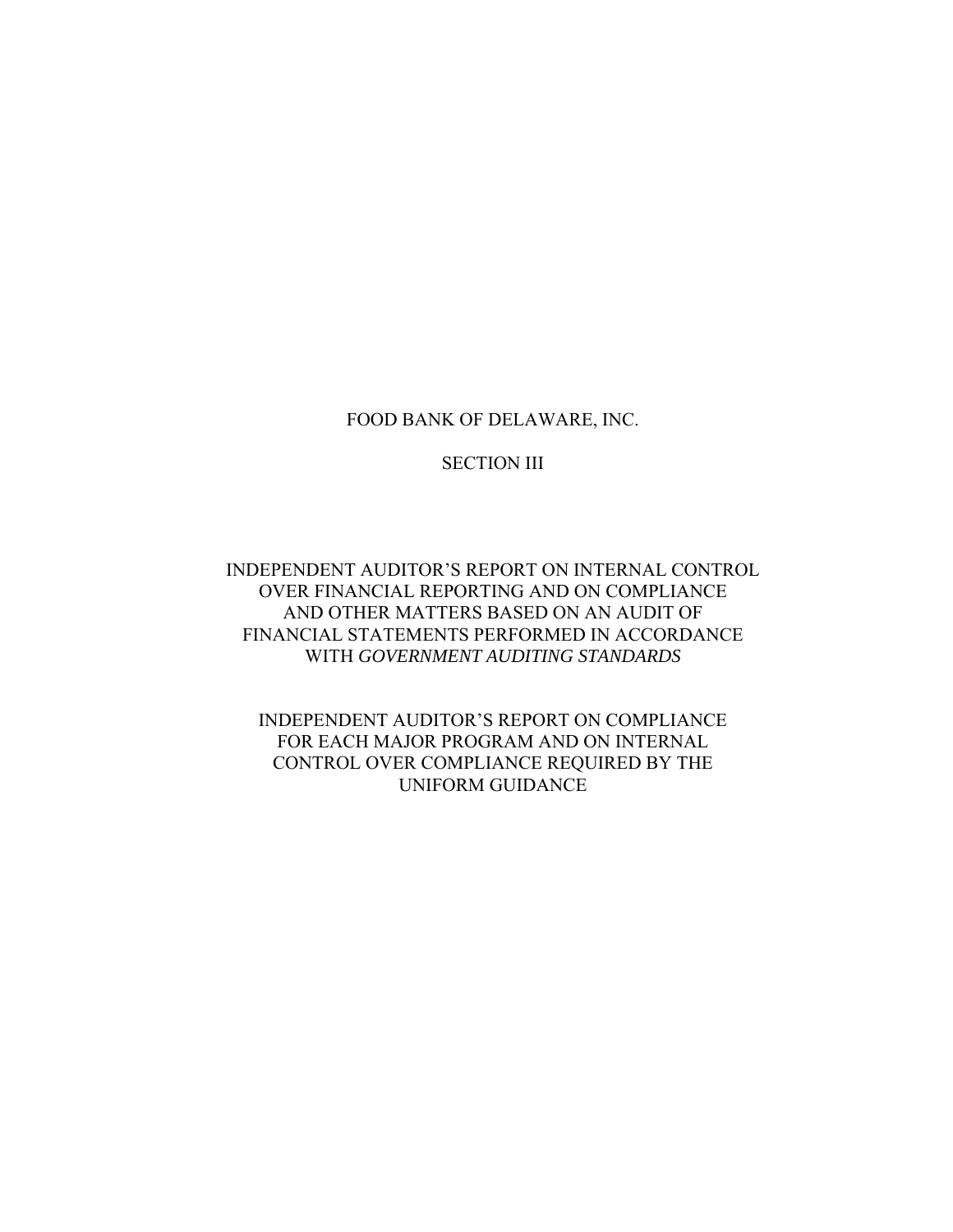# FOOD BANK OF DELAWARE, INC.

## SECTION III

INDEPENDENT AUDITOR'S REPORT ON INTERNAL CONTROL OVER FINANCIAL REPORTING AND ON COMPLIANCE AND OTHER MATTERS BASED ON AN AUDIT OF FINANCIAL STATEMENTS PERFORMED IN ACCORDANCE WITH *GOVERNMENT AUDITING STANDARDS*

INDEPENDENT AUDITOR'S REPORT ON COMPLIANCE FOR EACH MAJOR PROGRAM AND ON INTERNAL CONTROL OVER COMPLIANCE REQUIRED BY THE UNIFORM GUIDANCE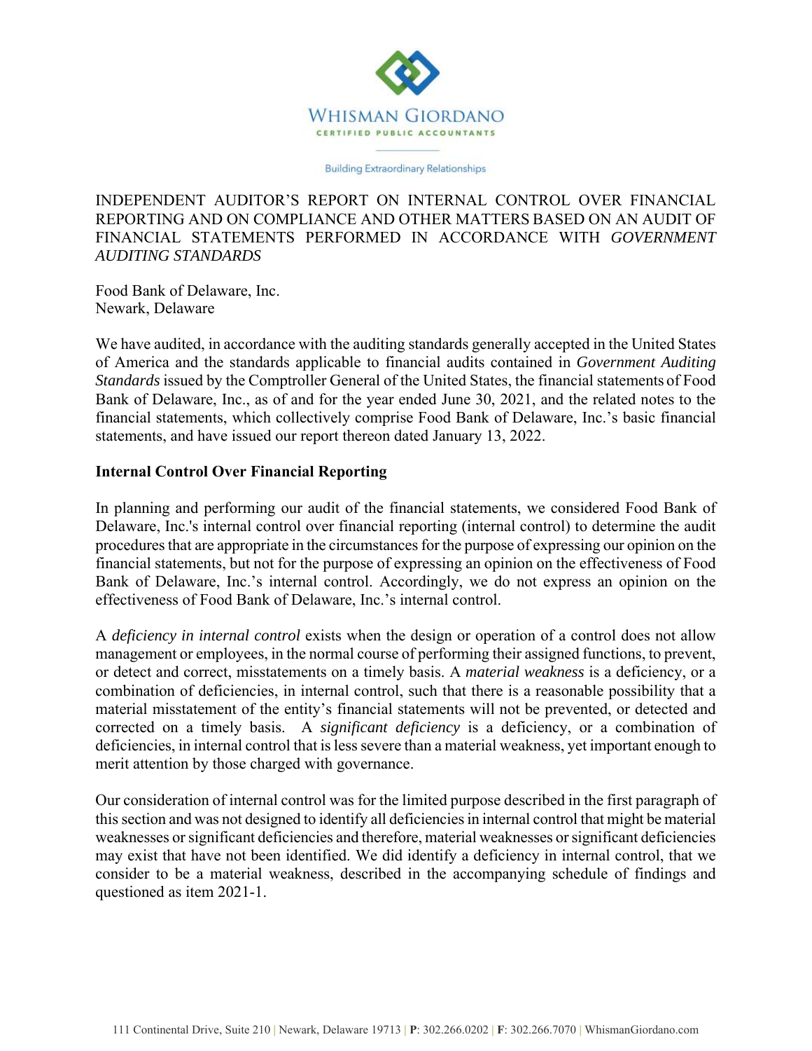WHISMAN GIORDANO

CERTIFIED PUBLIC ACCOUNTANTS

Building Extraordinary Relationships

# INDEPENDENT AUDITOR'S REPORT ON INTERNAL CONTROL OVER FINANCIAL REPORTING AND ON COMPLIANCE AND OTHER MATTERS BASED ON AN AUDIT OF FINANCIAL STATEMENTS PERFORMED IN ACCORDANCE WITH *GOVERNMENT AUDITING STANDARDS*

Food Bank of Delaware, Inc.
Newark, Delaware

We have audited, in accordance with the auditing standards generally accepted in the United States of America and the standards applicable to financial audits contained in *Government Auditing Standards* issued by the Comptroller General of the United States, the financial statements of Food Bank of Delaware, Inc., as of and for the year ended June 30, 2021, and the related notes to the financial statements, which collectively comprise Food Bank of Delaware, Inc.'s basic financial statements, and have issued our report thereon dated January 13, 2022.

## Internal Control Over Financial Reporting

In planning and performing our audit of the financial statements, we considered Food Bank of Delaware, Inc.'s internal control over financial reporting (internal control) to determine the audit procedures that are appropriate in the circumstances for the purpose of expressing our opinion on the financial statements, but not for the purpose of expressing an opinion on the effectiveness of Food Bank of Delaware, Inc.'s internal control. Accordingly, we do not express an opinion on the effectiveness of Food Bank of Delaware, Inc.'s internal control.

A *deficiency in internal control* exists when the design or operation of a control does not allow management or employees, in the normal course of performing their assigned functions, to prevent, or detect and correct, misstatements on a timely basis. A *material weakness* is a deficiency, or a combination of deficiencies, in internal control, such that there is a reasonable possibility that a material misstatement of the entity's financial statements will not be prevented, or detected and corrected on a timely basis. A *significant deficiency* is a deficiency, or a combination of deficiencies, in internal control that is less severe than a material weakness, yet important enough to merit attention by those charged with governance.

Our consideration of internal control was for the limited purpose described in the first paragraph of this section and was not designed to identify all deficiencies in internal control that might be material weaknesses or significant deficiencies and therefore, material weaknesses or significant deficiencies may exist that have not been identified. We did identify a deficiency in internal control, that we consider to be a material weakness, described in the accompanying schedule of findings and questioned as item 2021-1.

111 Continental Drive, Suite 210 | Newark, Delaware 19713 | **P**: 302.266.0202 | **F**: 302.266.7070 | WhismanGiordano.com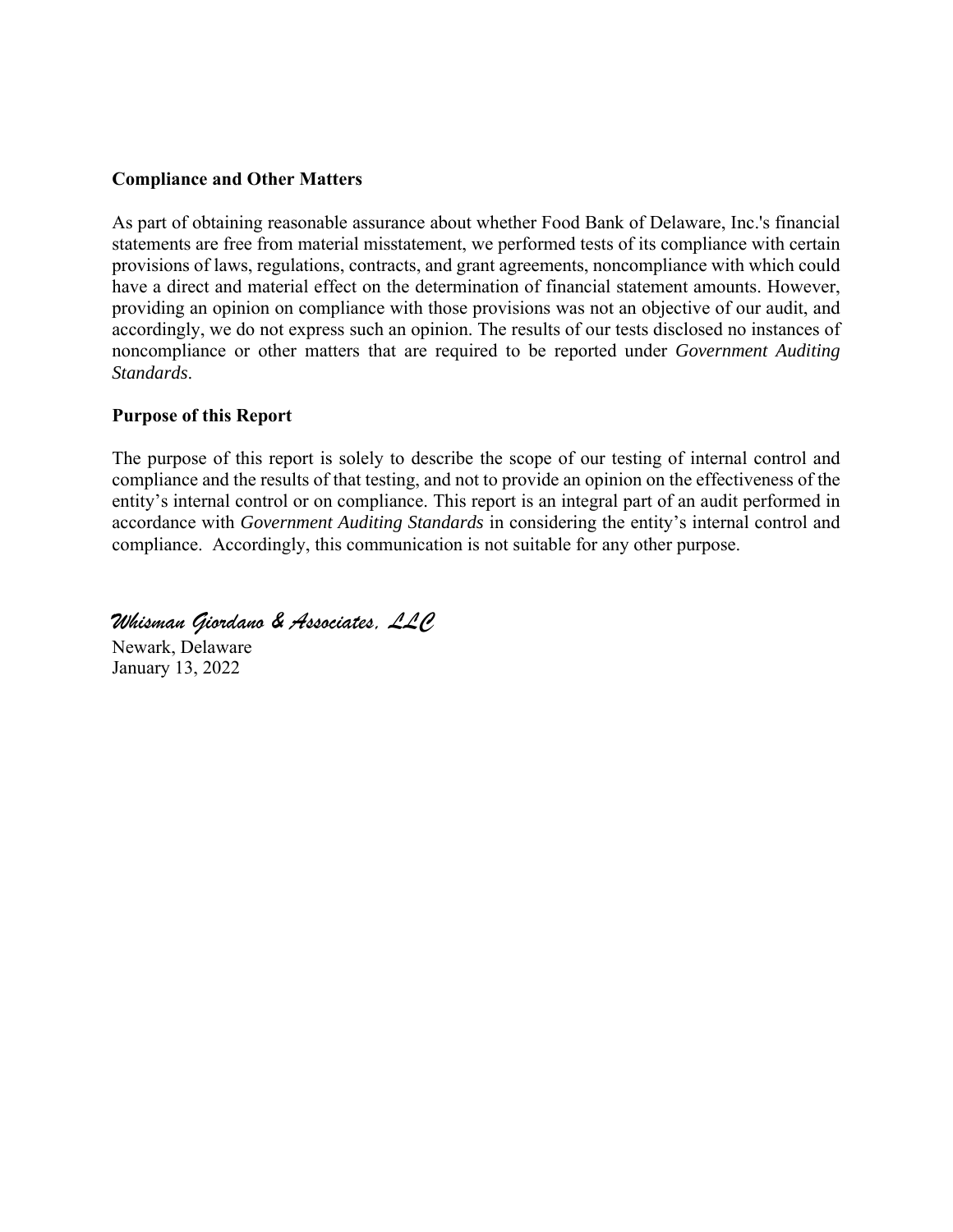**Compliance and Other Matters**

As part of obtaining reasonable assurance about whether Food Bank of Delaware, Inc.'s financial statements are free from material misstatement, we performed tests of its compliance with certain provisions of laws, regulations, contracts, and grant agreements, noncompliance with which could have a direct and material effect on the determination of financial statement amounts. However, providing an opinion on compliance with those provisions was not an objective of our audit, and accordingly, we do not express such an opinion. The results of our tests disclosed no instances of noncompliance or other matters that are required to be reported under *Government Auditing Standards*.

**Purpose of this Report**

The purpose of this report is solely to describe the scope of our testing of internal control and compliance and the results of that testing, and not to provide an opinion on the effectiveness of the entity's internal control or on compliance. This report is an integral part of an audit performed in accordance with *Government Auditing Standards* in considering the entity's internal control and compliance. Accordingly, this communication is not suitable for any other purpose.

*Whisman Giordano & Associates, LLC*
Newark, Delaware
January 13, 2022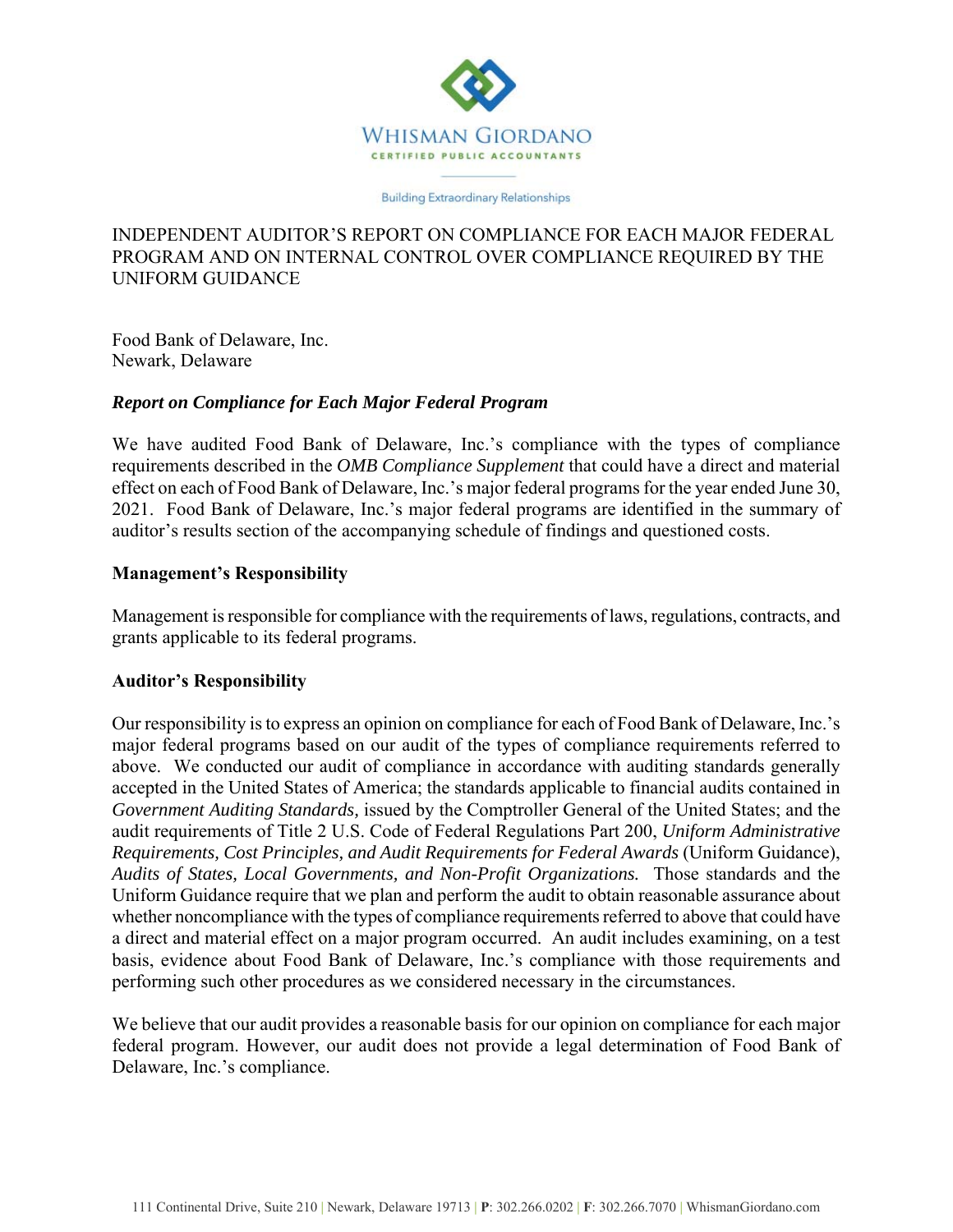WHISMAN GIORDANO

CERTIFIED PUBLIC ACCOUNTANTS

Building Extraordinary Relationships

# INDEPENDENT AUDITOR'S REPORT ON COMPLIANCE FOR EACH MAJOR FEDERAL PROGRAM AND ON INTERNAL CONTROL OVER COMPLIANCE REQUIRED BY THE UNIFORM GUIDANCE

Food Bank of Delaware, Inc.
Newark, Delaware

### *Report on Compliance for Each Major Federal Program*

We have audited Food Bank of Delaware, Inc.'s compliance with the types of compliance requirements described in the *OMB Compliance Supplement* that could have a direct and material effect on each of Food Bank of Delaware, Inc.'s major federal programs for the year ended June 30, 2021. Food Bank of Delaware, Inc.'s major federal programs are identified in the summary of auditor's results section of the accompanying schedule of findings and questioned costs.

### Management's Responsibility

Management is responsible for compliance with the requirements of laws, regulations, contracts, and grants applicable to its federal programs.

### Auditor's Responsibility

Our responsibility is to express an opinion on compliance for each of Food Bank of Delaware, Inc.'s major federal programs based on our audit of the types of compliance requirements referred to above. We conducted our audit of compliance in accordance with auditing standards generally accepted in the United States of America; the standards applicable to financial audits contained in *Government Auditing Standards,* issued by the Comptroller General of the United States; and the audit requirements of Title 2 U.S. Code of Federal Regulations Part 200, *Uniform Administrative Requirements, Cost Principles, and Audit Requirements for Federal Awards* (Uniform Guidance), *Audits of States, Local Governments, and Non-Profit Organizations.* Those standards and the Uniform Guidance require that we plan and perform the audit to obtain reasonable assurance about whether noncompliance with the types of compliance requirements referred to above that could have a direct and material effect on a major program occurred. An audit includes examining, on a test basis, evidence about Food Bank of Delaware, Inc.'s compliance with those requirements and performing such other procedures as we considered necessary in the circumstances.

We believe that our audit provides a reasonable basis for our opinion on compliance for each major federal program. However, our audit does not provide a legal determination of Food Bank of Delaware, Inc.'s compliance.

111 Continental Drive, Suite 210 | Newark, Delaware 19713 | **P**: 302.266.0202 | **F**: 302.266.7070 | WhismanGiordano.com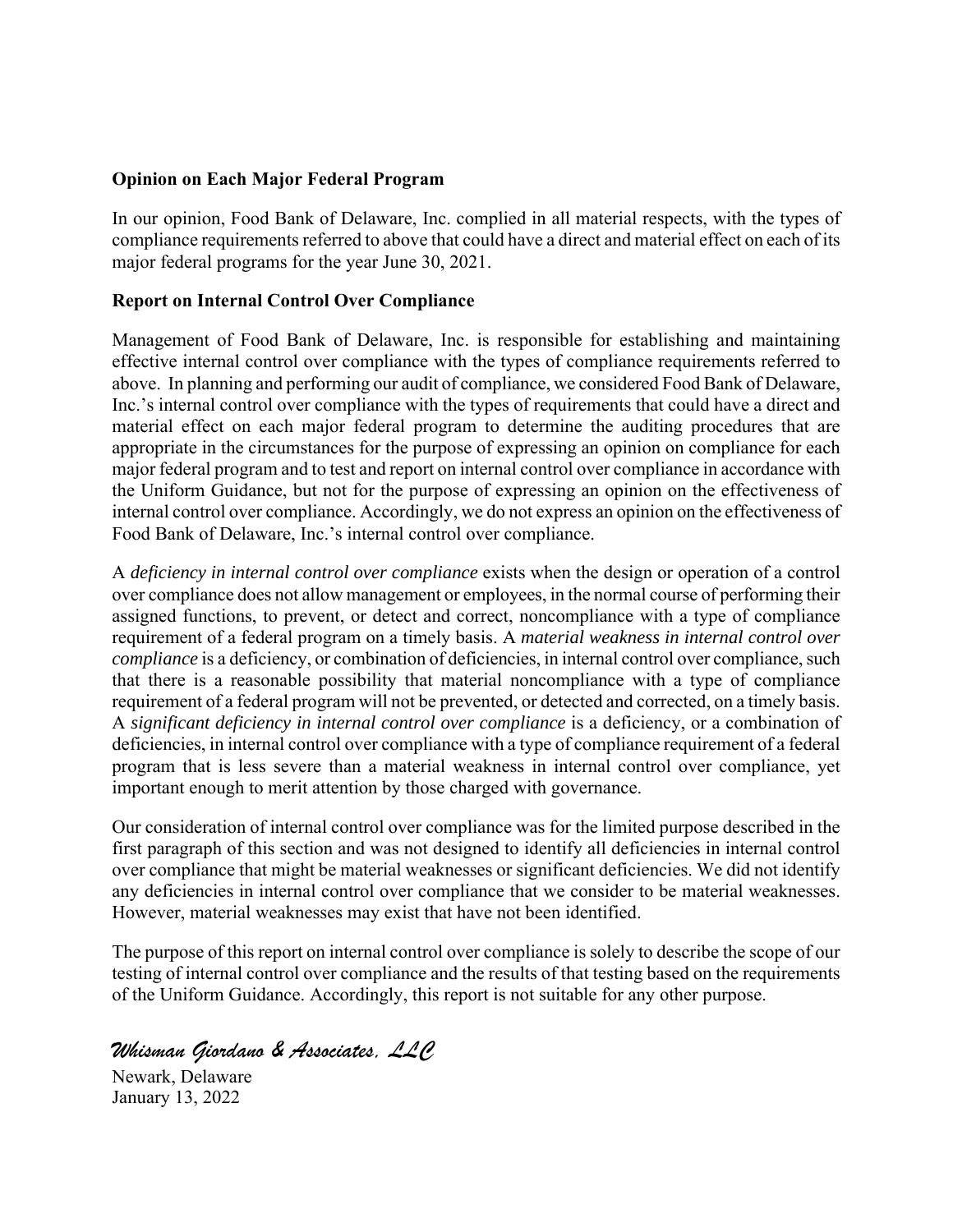**Opinion on Each Major Federal Program**

In our opinion, Food Bank of Delaware, Inc. complied in all material respects, with the types of compliance requirements referred to above that could have a direct and material effect on each of its major federal programs for the year June 30, 2021.

**Report on Internal Control Over Compliance**

Management of Food Bank of Delaware, Inc. is responsible for establishing and maintaining effective internal control over compliance with the types of compliance requirements referred to above. In planning and performing our audit of compliance, we considered Food Bank of Delaware, Inc.'s internal control over compliance with the types of requirements that could have a direct and material effect on each major federal program to determine the auditing procedures that are appropriate in the circumstances for the purpose of expressing an opinion on compliance for each major federal program and to test and report on internal control over compliance in accordance with the Uniform Guidance, but not for the purpose of expressing an opinion on the effectiveness of internal control over compliance. Accordingly, we do not express an opinion on the effectiveness of Food Bank of Delaware, Inc.'s internal control over compliance.

A *deficiency in internal control over compliance* exists when the design or operation of a control over compliance does not allow management or employees, in the normal course of performing their assigned functions, to prevent, or detect and correct, noncompliance with a type of compliance requirement of a federal program on a timely basis. A *material weakness in internal control over compliance* is a deficiency, or combination of deficiencies, in internal control over compliance, such that there is a reasonable possibility that material noncompliance with a type of compliance requirement of a federal program will not be prevented, or detected and corrected, on a timely basis. A *significant deficiency in internal control over compliance* is a deficiency, or a combination of deficiencies, in internal control over compliance with a type of compliance requirement of a federal program that is less severe than a material weakness in internal control over compliance, yet important enough to merit attention by those charged with governance.

Our consideration of internal control over compliance was for the limited purpose described in the first paragraph of this section and was not designed to identify all deficiencies in internal control over compliance that might be material weaknesses or significant deficiencies. We did not identify any deficiencies in internal control over compliance that we consider to be material weaknesses. However, material weaknesses may exist that have not been identified.

The purpose of this report on internal control over compliance is solely to describe the scope of our testing of internal control over compliance and the results of that testing based on the requirements of the Uniform Guidance. Accordingly, this report is not suitable for any other purpose.

*Whisman Giordano & Associates, LLC*

Newark, Delaware
January 13, 2022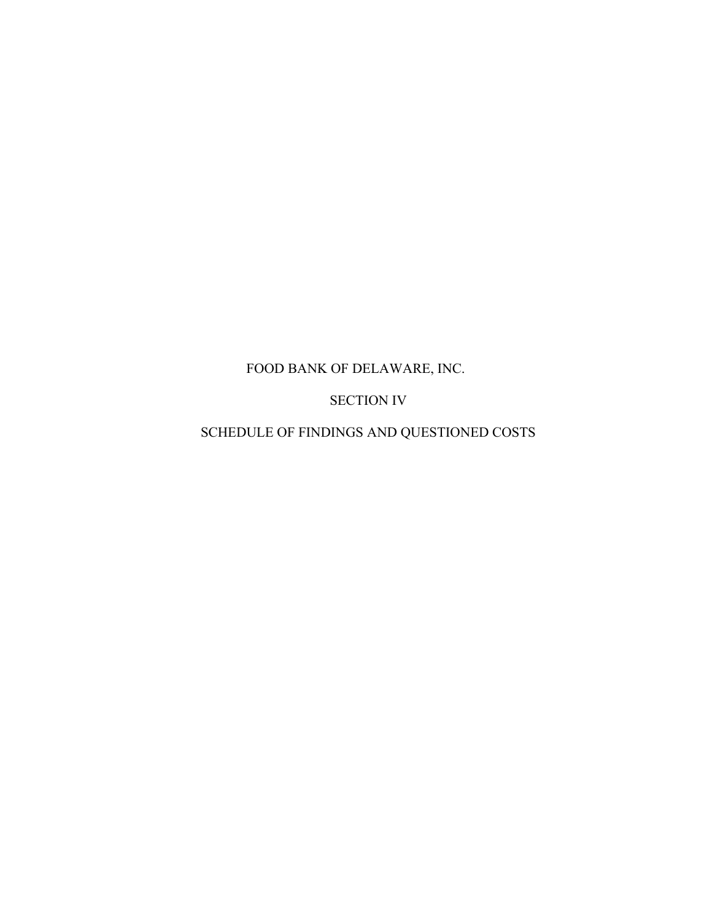# FOOD BANK OF DELAWARE, INC.

## SECTION IV

## SCHEDULE OF FINDINGS AND QUESTIONED COSTS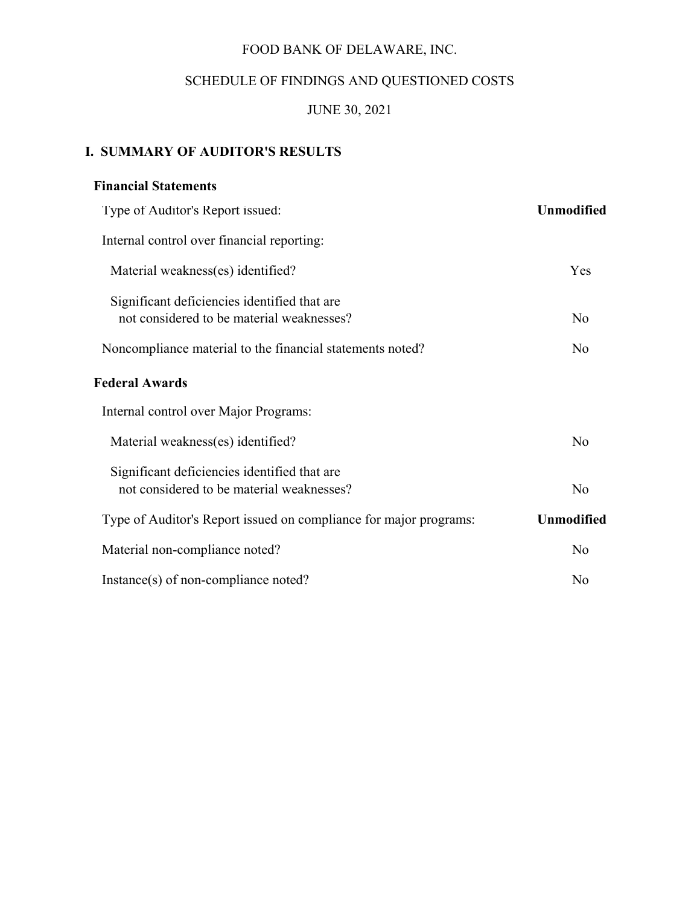# FOOD BANK OF DELAWARE, INC.

## SCHEDULE OF FINDINGS AND QUESTIONED COSTS

## JUNE 30, 2021

### I. SUMMARY OF AUDITOR'S RESULTS

**Financial Statements**

| | |
|---|---|
| Type of Auditor's Report issued: | **Unmodified** |
| Internal control over financial reporting: | |
| Material weakness(es) identified? | Yes |
| Significant deficiencies identified that are not considered to be material weaknesses? | No |
| Noncompliance material to the financial statements noted? | No |

**Federal Awards**

| | |
|---|---|
| Internal control over Major Programs: | |
| Material weakness(es) identified? | No |
| Significant deficiencies identified that are not considered to be material weaknesses? | No |
| Type of Auditor's Report issued on compliance for major programs: | **Unmodified** |
| Material non-compliance noted? | No |
| Instance(s) of non-compliance noted? | No |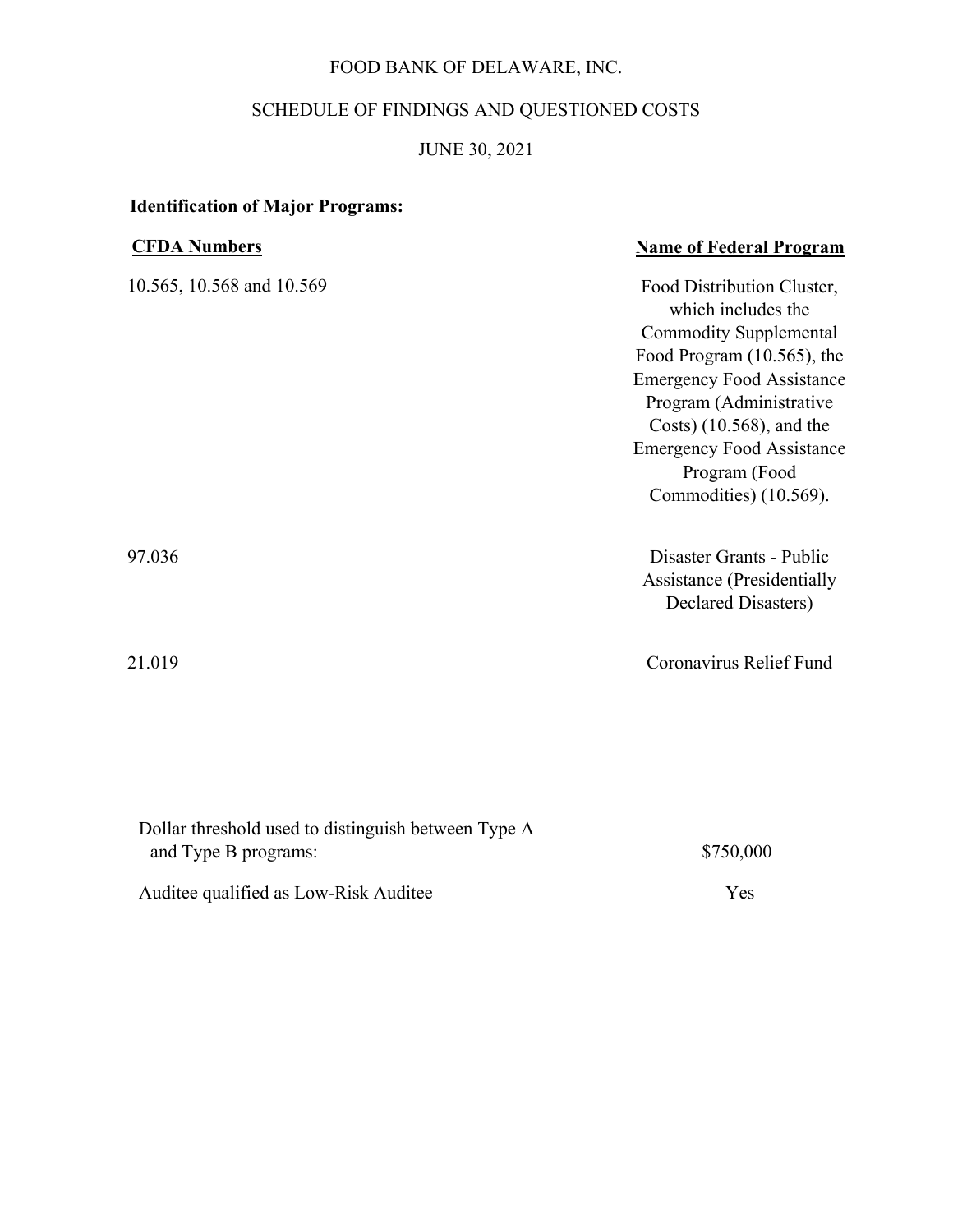# FOOD BANK OF DELAWARE, INC.

## SCHEDULE OF FINDINGS AND QUESTIONED COSTS

## JUNE 30, 2021

**Identification of Major Programs:**

| CFDA Numbers | Name of Federal Program |
|---|---|
| 10.565, 10.568 and 10.569 | Food Distribution Cluster, which includes the Commodity Supplemental Food Program (10.565), the Emergency Food Assistance Program (Administrative Costs) (10.568), and the Emergency Food Assistance Program (Food Commodities) (10.569). |
| 97.036 | Disaster Grants - Public Assistance (Presidentially Declared Disasters) |
| 21.019 | Coronavirus Relief Fund |

| | |
|---|---|
| Dollar threshold used to distinguish between Type A and Type B programs: | $750,000 |
| Auditee qualified as Low-Risk Auditee | Yes |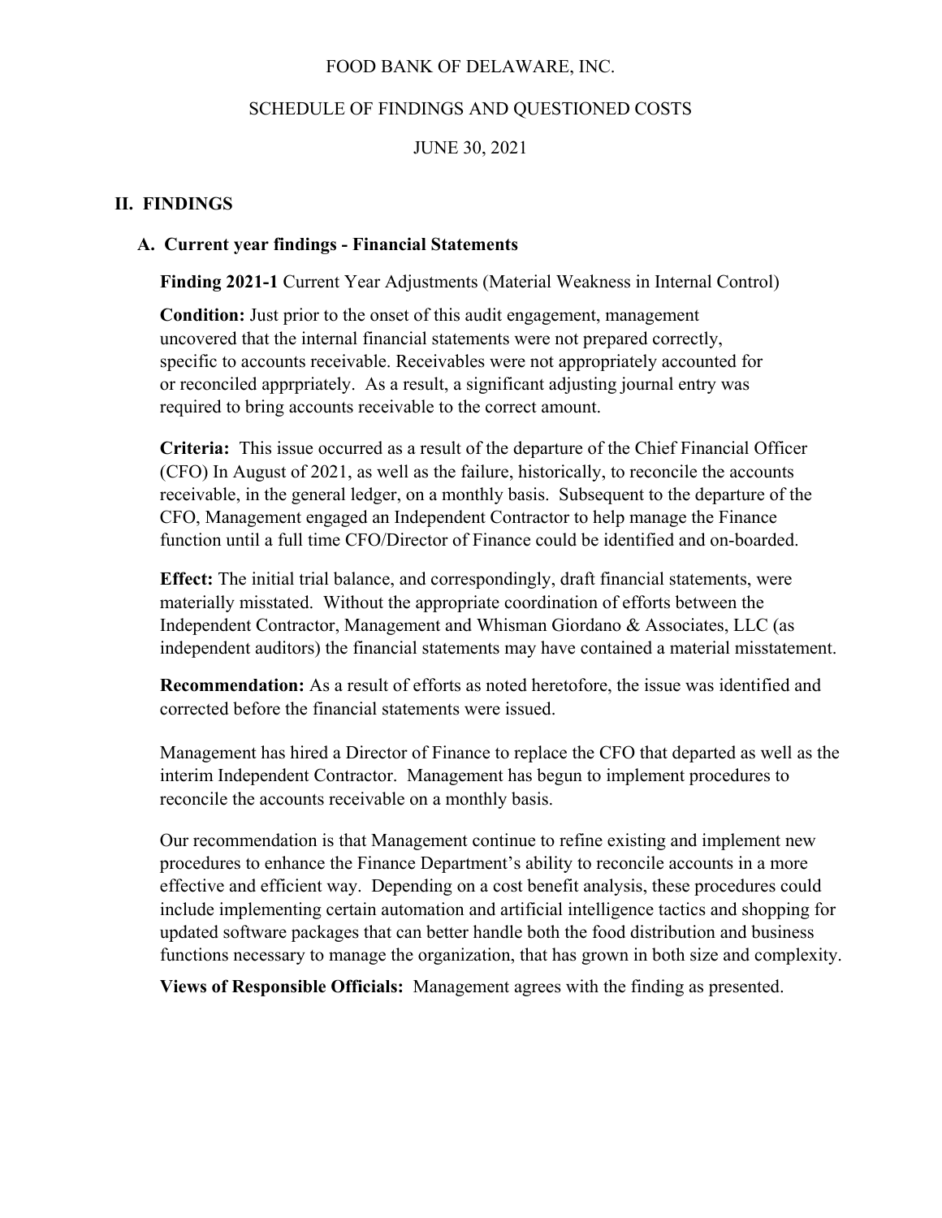FOOD BANK OF DELAWARE, INC.

SCHEDULE OF FINDINGS AND QUESTIONED COSTS

JUNE 30, 2021

## II. FINDINGS

### A. Current year findings - Financial Statements

**Finding 2021-1** Current Year Adjustments (Material Weakness in Internal Control)

**Condition:** Just prior to the onset of this audit engagement, management uncovered that the internal financial statements were not prepared correctly, specific to accounts receivable. Receivables were not appropriately accounted for or reconciled apprpriately. As a result, a significant adjusting journal entry was required to bring accounts receivable to the correct amount.

**Criteria:** This issue occurred as a result of the departure of the Chief Financial Officer (CFO) In August of 2021, as well as the failure, historically, to reconcile the accounts receivable, in the general ledger, on a monthly basis. Subsequent to the departure of the CFO, Management engaged an Independent Contractor to help manage the Finance function until a full time CFO/Director of Finance could be identified and on-boarded.

**Effect:** The initial trial balance, and correspondingly, draft financial statements, were materially misstated. Without the appropriate coordination of efforts between the Independent Contractor, Management and Whisman Giordano & Associates, LLC (as independent auditors) the financial statements may have contained a material misstatement.

**Recommendation:** As a result of efforts as noted heretofore, the issue was identified and corrected before the financial statements were issued.

Management has hired a Director of Finance to replace the CFO that departed as well as the interim Independent Contractor. Management has begun to implement procedures to reconcile the accounts receivable on a monthly basis.

Our recommendation is that Management continue to refine existing and implement new procedures to enhance the Finance Department's ability to reconcile accounts in a more effective and efficient way. Depending on a cost benefit analysis, these procedures could include implementing certain automation and artificial intelligence tactics and shopping for updated software packages that can better handle both the food distribution and business functions necessary to manage the organization, that has grown in both size and complexity.

**Views of Responsible Officials:** Management agrees with the finding as presented.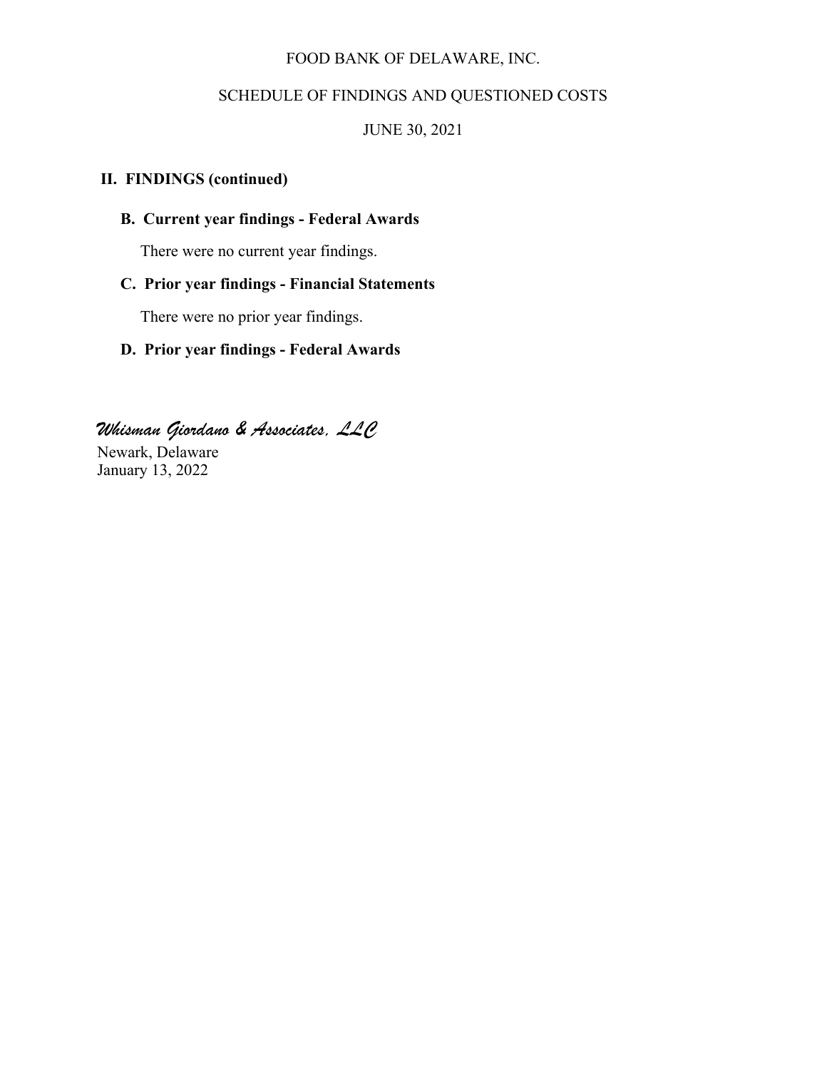FOOD BANK OF DELAWARE, INC.

SCHEDULE OF FINDINGS AND QUESTIONED COSTS

JUNE 30, 2021

## II. FINDINGS (continued)

### B. Current year findings - Federal Awards

There were no current year findings.

### C. Prior year findings - Financial Statements

There were no prior year findings.

### D. Prior year findings - Federal Awards

*Whisman Giordano & Associates, LLC*

Newark, Delaware
January 13, 2022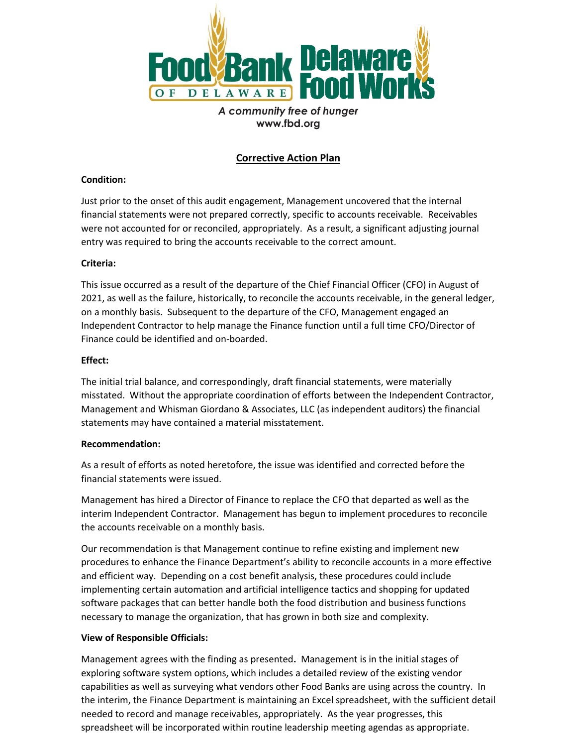Food Bank OF DELAWARE | Delaware Food Works

*A community free of hunger*
**www.fbd.org**

# Corrective Action Plan

**Condition:**

Just prior to the onset of this audit engagement, Management uncovered that the internal financial statements were not prepared correctly, specific to accounts receivable. Receivables were not accounted for or reconciled, appropriately. As a result, a significant adjusting journal entry was required to bring the accounts receivable to the correct amount.

**Criteria:**

This issue occurred as a result of the departure of the Chief Financial Officer (CFO) in August of 2021, as well as the failure, historically, to reconcile the accounts receivable, in the general ledger, on a monthly basis. Subsequent to the departure of the CFO, Management engaged an Independent Contractor to help manage the Finance function until a full time CFO/Director of Finance could be identified and on-boarded.

**Effect:**

The initial trial balance, and correspondingly, draft financial statements, were materially misstated. Without the appropriate coordination of efforts between the Independent Contractor, Management and Whisman Giordano & Associates, LLC (as independent auditors) the financial statements may have contained a material misstatement.

**Recommendation:**

As a result of efforts as noted heretofore, the issue was identified and corrected before the financial statements were issued.

Management has hired a Director of Finance to replace the CFO that departed as well as the interim Independent Contractor. Management has begun to implement procedures to reconcile the accounts receivable on a monthly basis.

Our recommendation is that Management continue to refine existing and implement new procedures to enhance the Finance Department's ability to reconcile accounts in a more effective and efficient way. Depending on a cost benefit analysis, these procedures could include implementing certain automation and artificial intelligence tactics and shopping for updated software packages that can better handle both the food distribution and business functions necessary to manage the organization, that has grown in both size and complexity.

**View of Responsible Officials:**

Management agrees with the finding as presented**.** Management is in the initial stages of exploring software system options, which includes a detailed review of the existing vendor capabilities as well as surveying what vendors other Food Banks are using across the country. In the interim, the Finance Department is maintaining an Excel spreadsheet, with the sufficient detail needed to record and manage receivables, appropriately. As the year progresses, this spreadsheet will be incorporated within routine leadership meeting agendas as appropriate.